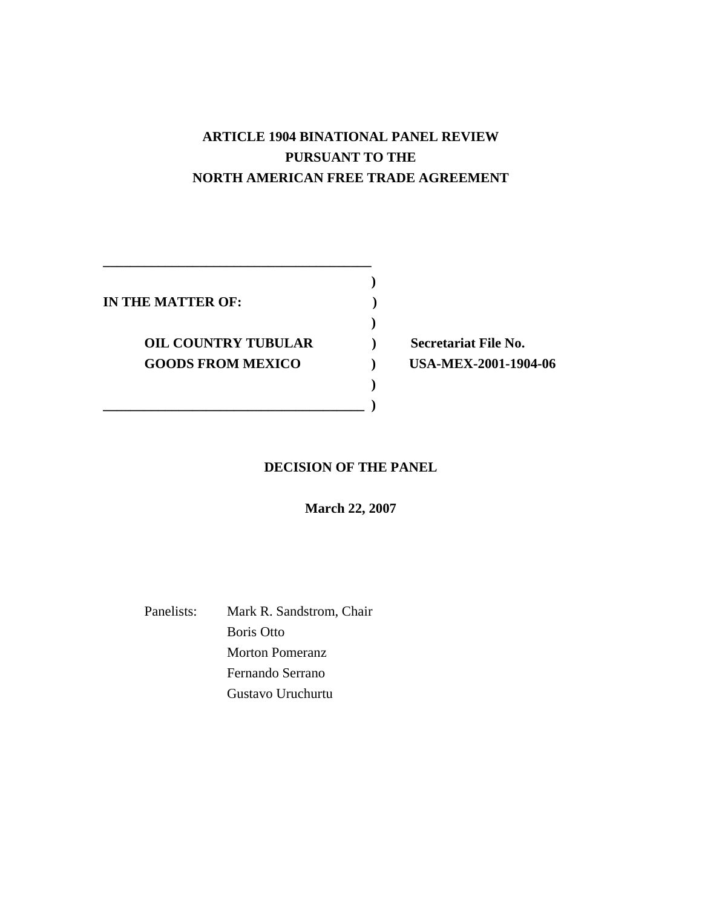**ARTICLE 1904 BINATIONAL PANEL REVIEW**
**PURSUANT TO THE**
**NORTH AMERICAN FREE TRADE AGREEMENT**

---

**IN THE MATTER OF:**

**OIL COUNTRY TUBULAR GOODS FROM MEXICO**

**Secretariat File No. USA-MEX-2001-1904-06**

---

**DECISION OF THE PANEL**

**March 22, 2007**

Panelists: Mark R. Sandstrom, Chair
Boris Otto
Morton Pomeranz
Fernando Serrano
Gustavo Uruchurtu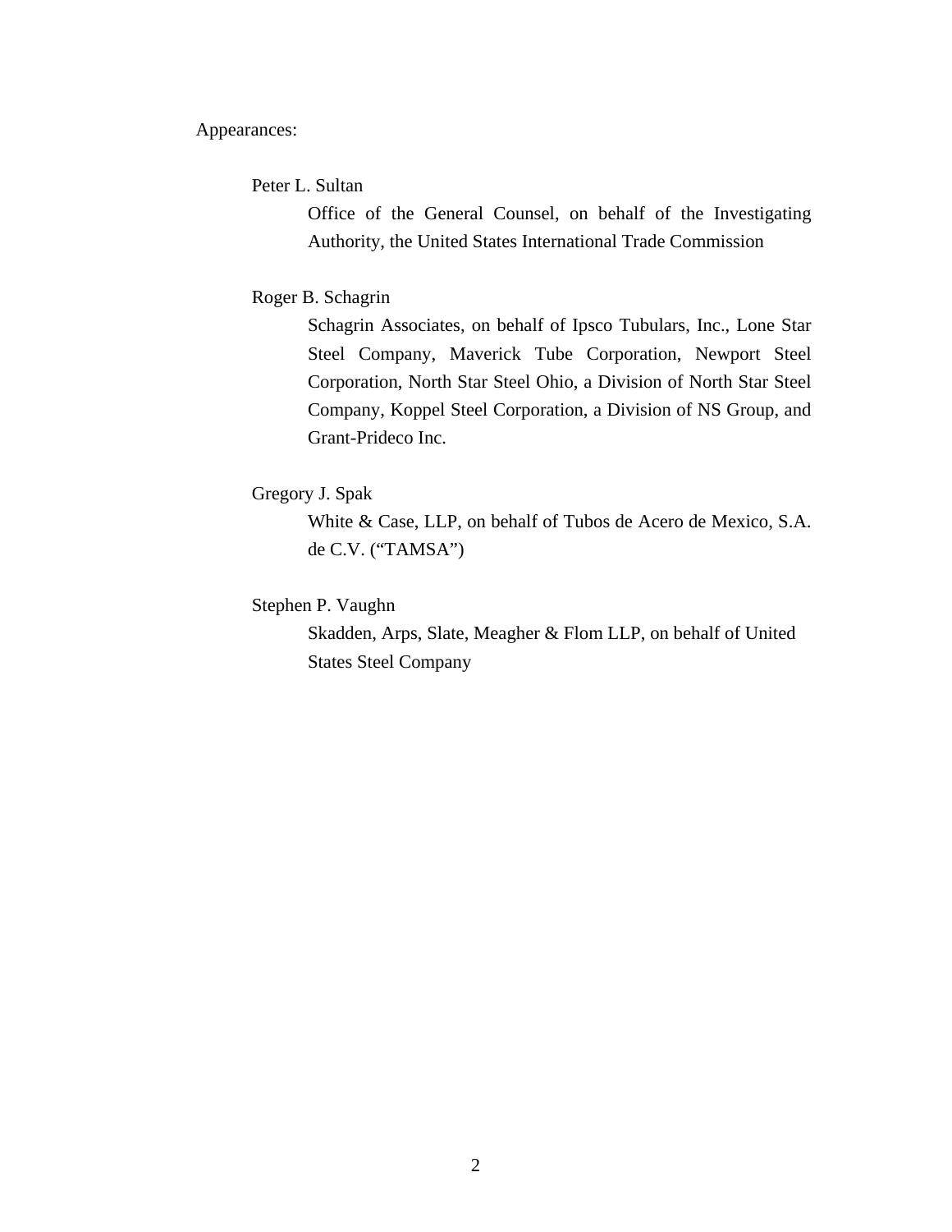Appearances:

Peter L. Sultan

Office of the General Counsel, on behalf of the Investigating Authority, the United States International Trade Commission

Roger B. Schagrin

Schagrin Associates, on behalf of Ipsco Tubulars, Inc., Lone Star Steel Company, Maverick Tube Corporation, Newport Steel Corporation, North Star Steel Ohio, a Division of North Star Steel Company, Koppel Steel Corporation, a Division of NS Group, and Grant-Prideco Inc.

Gregory J. Spak

White & Case, LLP, on behalf of Tubos de Acero de Mexico, S.A. de C.V. ("TAMSA")

Stephen P. Vaughn

Skadden, Arps, Slate, Meagher & Flom LLP, on behalf of United States Steel Company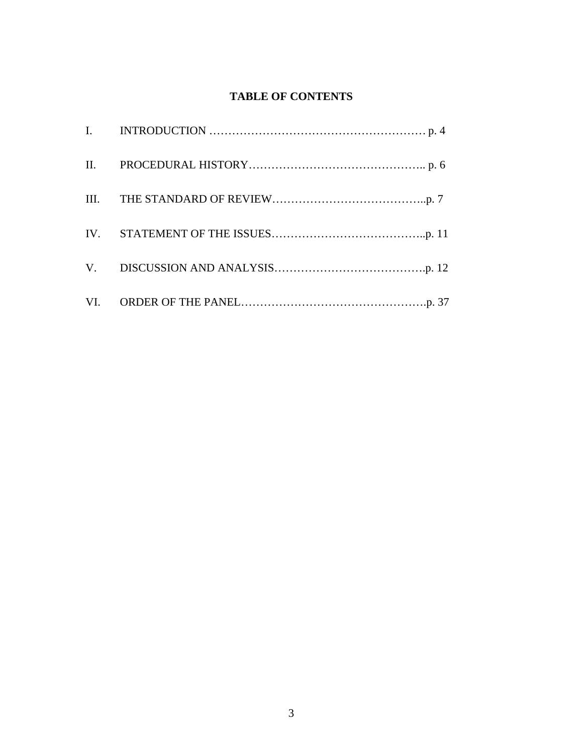# TABLE OF CONTENTS

| | | |
|---|---|---|
| I. | INTRODUCTION | p. 4 |
| II. | PROCEDURAL HISTORY | p. 6 |
| III. | THE STANDARD OF REVIEW | p. 7 |
| IV. | STATEMENT OF THE ISSUES | p. 11 |
| V. | DISCUSSION AND ANALYSIS | p. 12 |
| VI. | ORDER OF THE PANEL | p. 37 |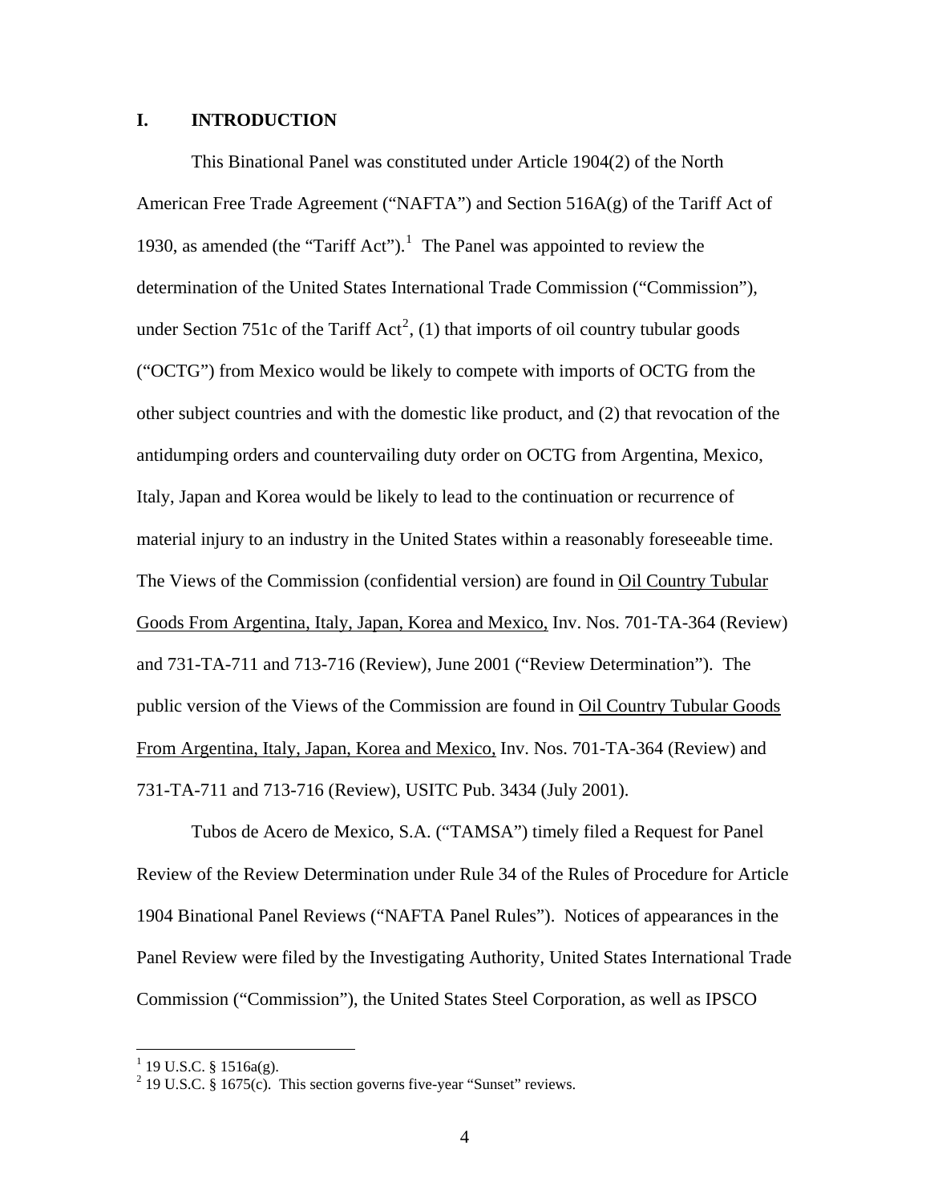## I. INTRODUCTION

This Binational Panel was constituted under Article 1904(2) of the North American Free Trade Agreement ("NAFTA") and Section 516A(g) of the Tariff Act of 1930, as amended (the "Tariff Act").[1] The Panel was appointed to review the determination of the United States International Trade Commission ("Commission"), under Section 751c of the Tariff Act[2], (1) that imports of oil country tubular goods ("OCTG") from Mexico would be likely to compete with imports of OCTG from the other subject countries and with the domestic like product, and (2) that revocation of the antidumping orders and countervailing duty order on OCTG from Argentina, Mexico, Italy, Japan and Korea would be likely to lead to the continuation or recurrence of material injury to an industry in the United States within a reasonably foreseeable time. The Views of the Commission (confidential version) are found in Oil Country Tubular Goods From Argentina, Italy, Japan, Korea and Mexico, Inv. Nos. 701-TA-364 (Review) and 731-TA-711 and 713-716 (Review), June 2001 ("Review Determination"). The public version of the Views of the Commission are found in Oil Country Tubular Goods From Argentina, Italy, Japan, Korea and Mexico, Inv. Nos. 701-TA-364 (Review) and 731-TA-711 and 713-716 (Review), USITC Pub. 3434 (July 2001).

Tubos de Acero de Mexico, S.A. ("TAMSA") timely filed a Request for Panel Review of the Review Determination under Rule 34 of the Rules of Procedure for Article 1904 Binational Panel Reviews ("NAFTA Panel Rules"). Notices of appearances in the Panel Review were filed by the Investigating Authority, United States International Trade Commission ("Commission"), the United States Steel Corporation, as well as IPSCO

---

[1] 19 U.S.C. § 1516a(g).

[2] 19 U.S.C. § 1675(c). This section governs five-year "Sunset" reviews.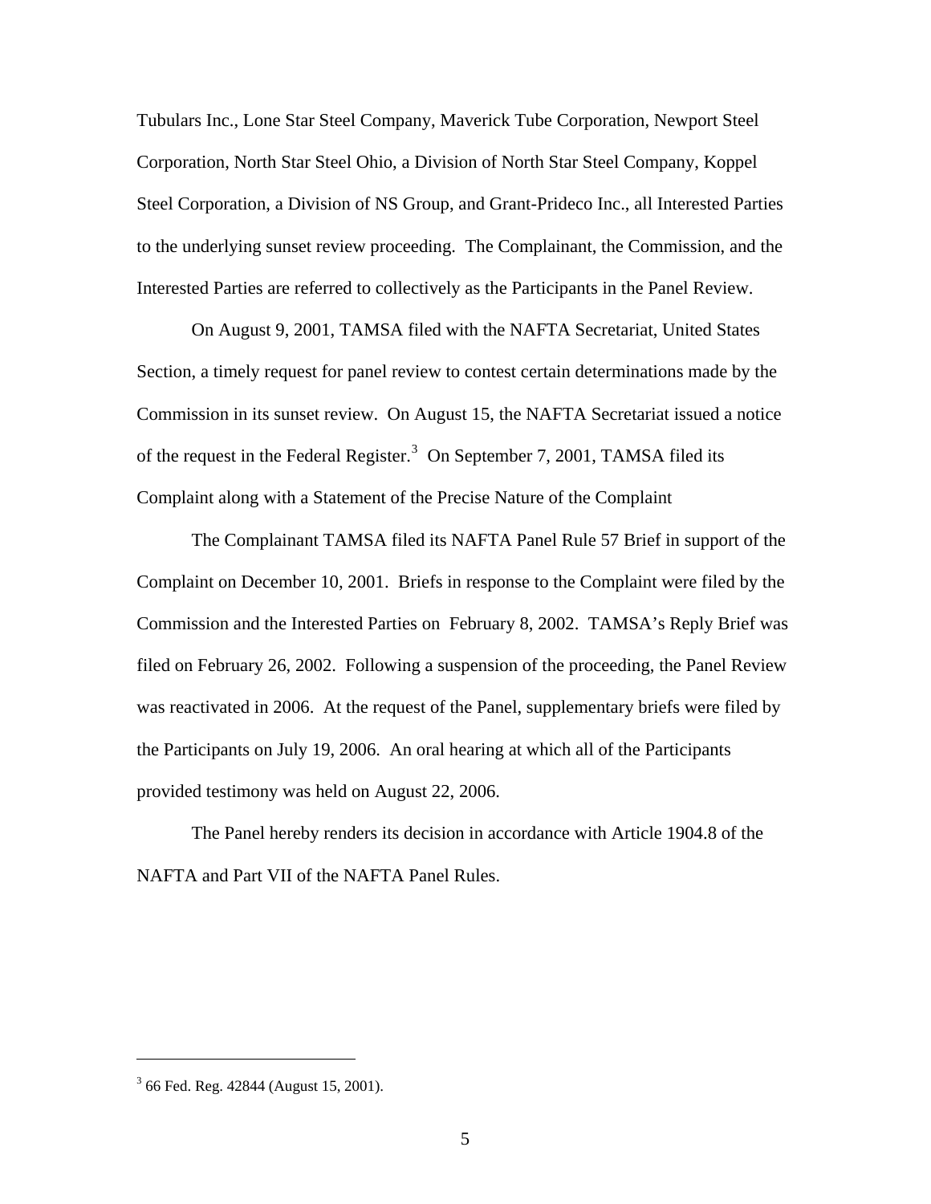Tubulars Inc., Lone Star Steel Company, Maverick Tube Corporation, Newport Steel Corporation, North Star Steel Ohio, a Division of North Star Steel Company, Koppel Steel Corporation, a Division of NS Group, and Grant-Prideco Inc., all Interested Parties to the underlying sunset review proceeding. The Complainant, the Commission, and the Interested Parties are referred to collectively as the Participants in the Panel Review.

On August 9, 2001, TAMSA filed with the NAFTA Secretariat, United States Section, a timely request for panel review to contest certain determinations made by the Commission in its sunset review. On August 15, the NAFTA Secretariat issued a notice of the request in the Federal Register.[3] On September 7, 2001, TAMSA filed its Complaint along with a Statement of the Precise Nature of the Complaint

The Complainant TAMSA filed its NAFTA Panel Rule 57 Brief in support of the Complaint on December 10, 2001. Briefs in response to the Complaint were filed by the Commission and the Interested Parties on February 8, 2002. TAMSA's Reply Brief was filed on February 26, 2002. Following a suspension of the proceeding, the Panel Review was reactivated in 2006. At the request of the Panel, supplementary briefs were filed by the Participants on July 19, 2006. An oral hearing at which all of the Participants provided testimony was held on August 22, 2006.

The Panel hereby renders its decision in accordance with Article 1904.8 of the NAFTA and Part VII of the NAFTA Panel Rules.

---

[3] 66 Fed. Reg. 42844 (August 15, 2001).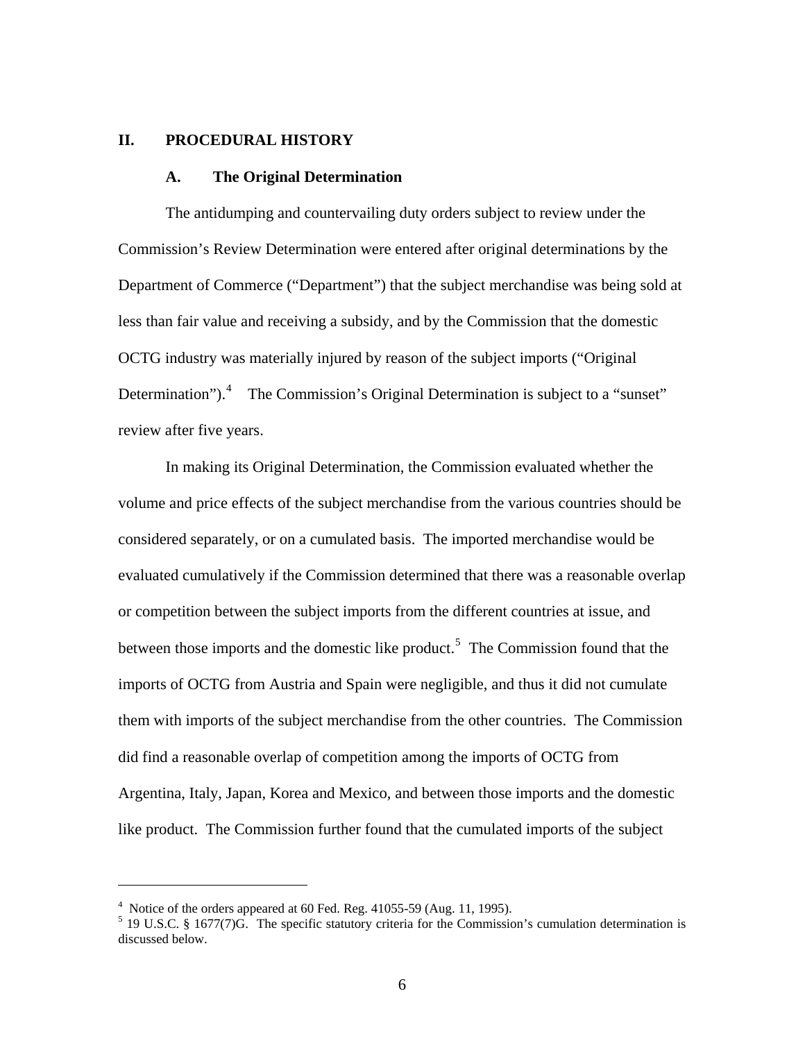## II. PROCEDURAL HISTORY

### A. The Original Determination

The antidumping and countervailing duty orders subject to review under the Commission's Review Determination were entered after original determinations by the Department of Commerce ("Department") that the subject merchandise was being sold at less than fair value and receiving a subsidy, and by the Commission that the domestic OCTG industry was materially injured by reason of the subject imports ("Original Determination").[4] The Commission's Original Determination is subject to a "sunset" review after five years.

In making its Original Determination, the Commission evaluated whether the volume and price effects of the subject merchandise from the various countries should be considered separately, or on a cumulated basis. The imported merchandise would be evaluated cumulatively if the Commission determined that there was a reasonable overlap or competition between the subject imports from the different countries at issue, and between those imports and the domestic like product.[5] The Commission found that the imports of OCTG from Austria and Spain were negligible, and thus it did not cumulate them with imports of the subject merchandise from the other countries. The Commission did find a reasonable overlap of competition among the imports of OCTG from Argentina, Italy, Japan, Korea and Mexico, and between those imports and the domestic like product. The Commission further found that the cumulated imports of the subject

---

[4] Notice of the orders appeared at 60 Fed. Reg. 41055-59 (Aug. 11, 1995).

[5] 19 U.S.C. § 1677(7)G. The specific statutory criteria for the Commission's cumulation determination is discussed below.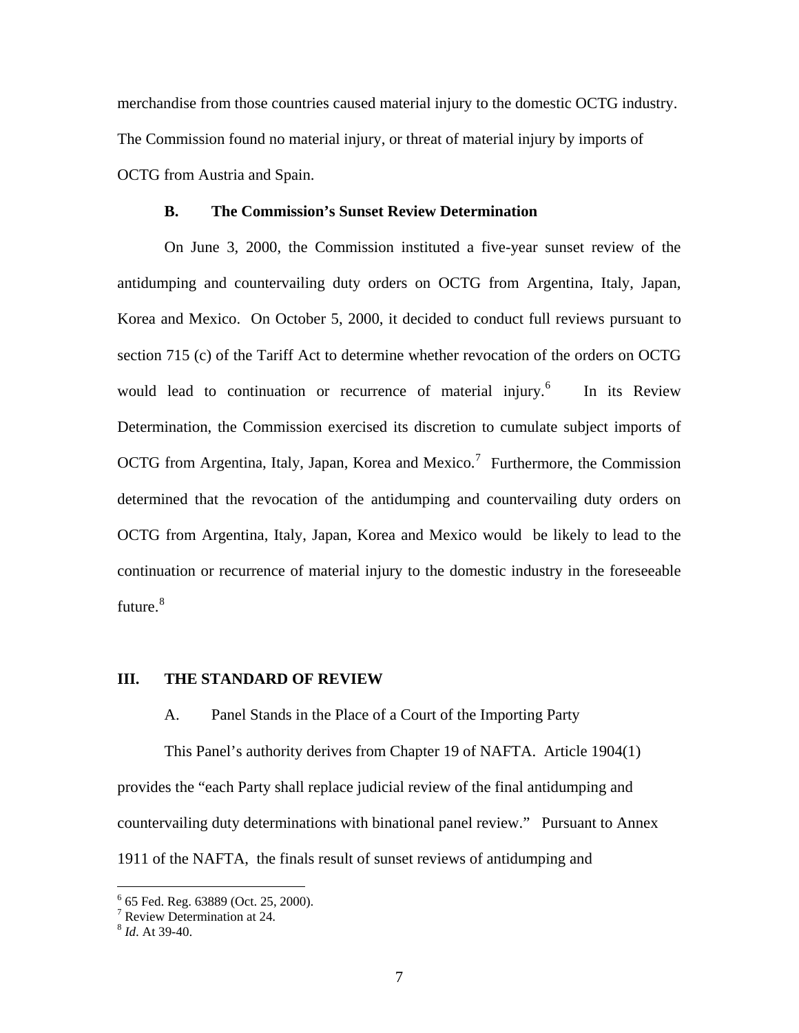merchandise from those countries caused material injury to the domestic OCTG industry. The Commission found no material injury, or threat of material injury by imports of OCTG from Austria and Spain.

### B. The Commission's Sunset Review Determination

On June 3, 2000, the Commission instituted a five-year sunset review of the antidumping and countervailing duty orders on OCTG from Argentina, Italy, Japan, Korea and Mexico. On October 5, 2000, it decided to conduct full reviews pursuant to section 715 (c) of the Tariff Act to determine whether revocation of the orders on OCTG would lead to continuation or recurrence of material injury.[6] In its Review Determination, the Commission exercised its discretion to cumulate subject imports of OCTG from Argentina, Italy, Japan, Korea and Mexico.[7] Furthermore, the Commission determined that the revocation of the antidumping and countervailing duty orders on OCTG from Argentina, Italy, Japan, Korea and Mexico would be likely to lead to the continuation or recurrence of material injury to the domestic industry in the foreseeable future.[8]

## III. THE STANDARD OF REVIEW

### A. Panel Stands in the Place of a Court of the Importing Party

This Panel's authority derives from Chapter 19 of NAFTA. Article 1904(1) provides the "each Party shall replace judicial review of the final antidumping and countervailing duty determinations with binational panel review." Pursuant to Annex 1911 of the NAFTA, the finals result of sunset reviews of antidumping and

---

[6] 65 Fed. Reg. 63889 (Oct. 25, 2000).

[7] Review Determination at 24.

[8] *Id*. At 39-40.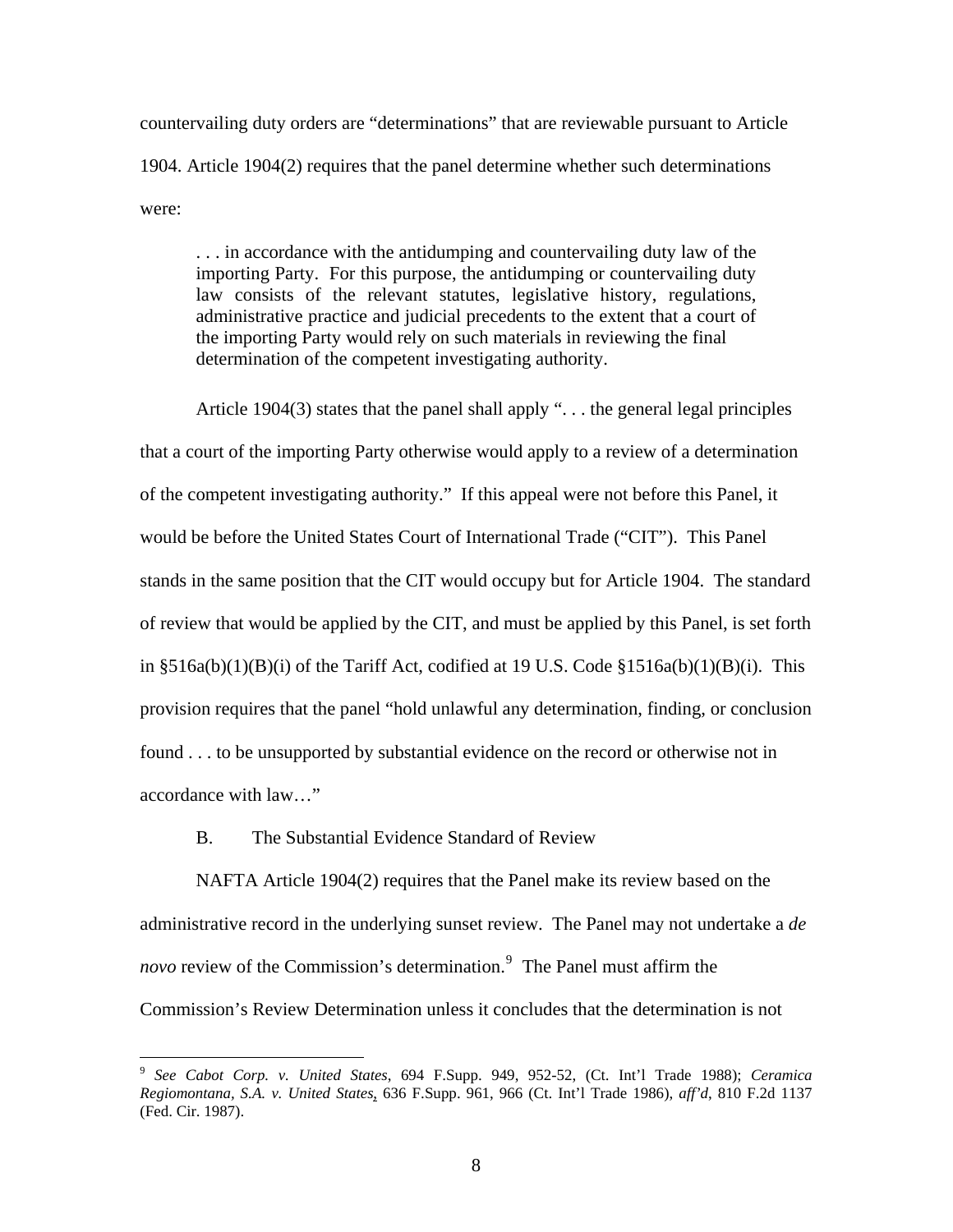countervailing duty orders are "determinations" that are reviewable pursuant to Article 1904. Article 1904(2) requires that the panel determine whether such determinations were:

> . . . in accordance with the antidumping and countervailing duty law of the importing Party. For this purpose, the antidumping or countervailing duty law consists of the relevant statutes, legislative history, regulations, administrative practice and judicial precedents to the extent that a court of the importing Party would rely on such materials in reviewing the final determination of the competent investigating authority.

Article 1904(3) states that the panel shall apply ". . . the general legal principles that a court of the importing Party otherwise would apply to a review of a determination of the competent investigating authority." If this appeal were not before this Panel, it would be before the United States Court of International Trade ("CIT"). This Panel stands in the same position that the CIT would occupy but for Article 1904. The standard of review that would be applied by the CIT, and must be applied by this Panel, is set forth in §516a(b)(1)(B)(i) of the Tariff Act, codified at 19 U.S. Code §1516a(b)(1)(B)(i). This provision requires that the panel "hold unlawful any determination, finding, or conclusion found . . . to be unsupported by substantial evidence on the record or otherwise not in accordance with law…"

B. The Substantial Evidence Standard of Review

NAFTA Article 1904(2) requires that the Panel make its review based on the administrative record in the underlying sunset review. The Panel may not undertake a *de novo* review of the Commission's determination.[9] The Panel must affirm the Commission's Review Determination unless it concludes that the determination is not

[9] *See Cabot Corp. v. United States*, 694 F.Supp. 949, 952-52, (Ct. Int'l Trade 1988); *Ceramica Regiomontana, S.A. v. United States*, 636 F.Supp. 961, 966 (Ct. Int'l Trade 1986), *aff'd*, 810 F.2d 1137 (Fed. Cir. 1987).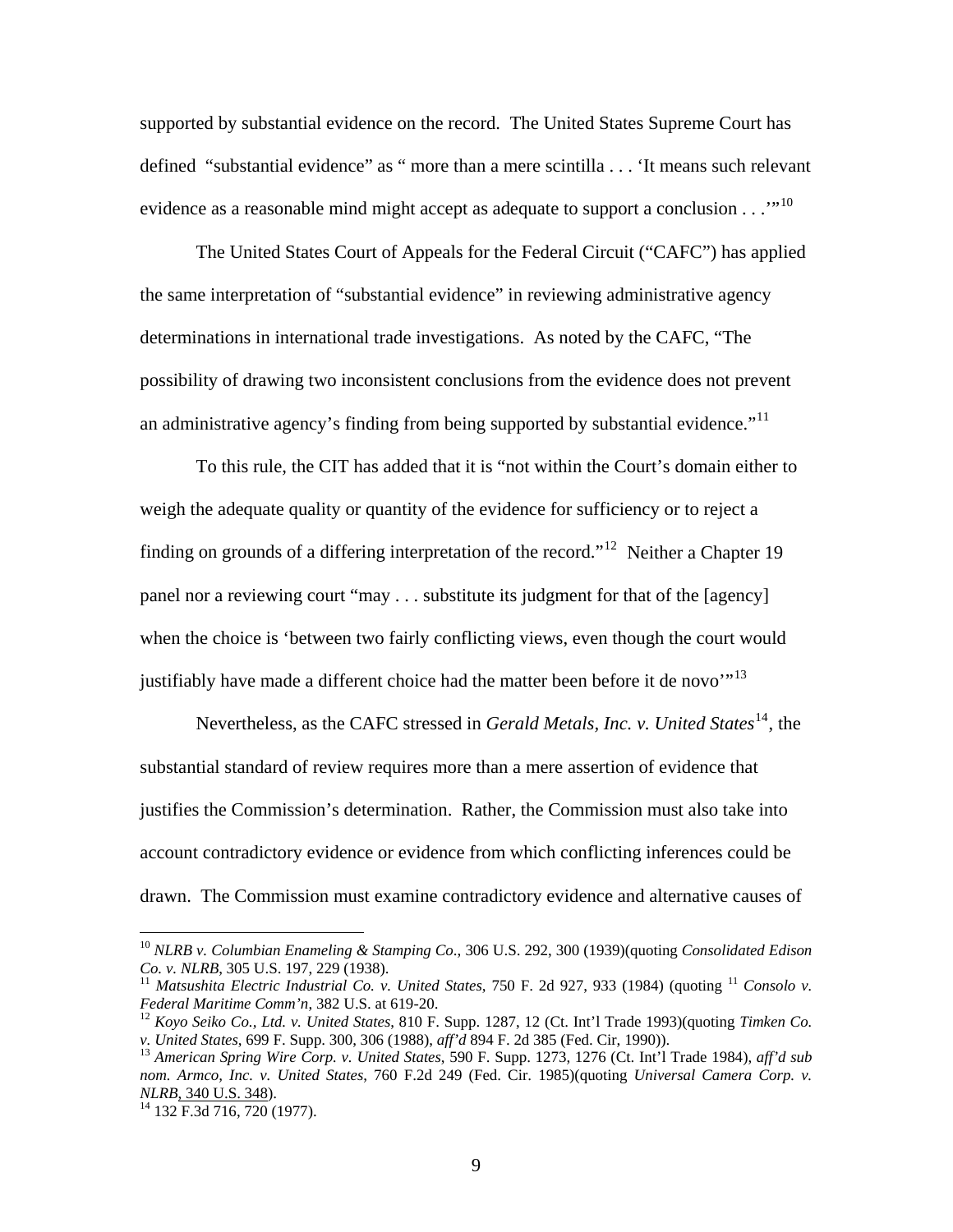supported by substantial evidence on the record. The United States Supreme Court has defined "substantial evidence" as " more than a mere scintilla . . . 'It means such relevant evidence as a reasonable mind might accept as adequate to support a conclusion . . .'"[10]

The United States Court of Appeals for the Federal Circuit ("CAFC") has applied the same interpretation of "substantial evidence" in reviewing administrative agency determinations in international trade investigations. As noted by the CAFC, "The possibility of drawing two inconsistent conclusions from the evidence does not prevent an administrative agency's finding from being supported by substantial evidence."[11]

To this rule, the CIT has added that it is "not within the Court's domain either to weigh the adequate quality or quantity of the evidence for sufficiency or to reject a finding on grounds of a differing interpretation of the record."[12] Neither a Chapter 19 panel nor a reviewing court "may . . . substitute its judgment for that of the [agency] when the choice is 'between two fairly conflicting views, even though the court would justifiably have made a different choice had the matter been before it de novo'"[13]

Nevertheless, as the CAFC stressed in *Gerald Metals, Inc. v. United States*[14], the substantial standard of review requires more than a mere assertion of evidence that justifies the Commission's determination. Rather, the Commission must also take into account contradictory evidence or evidence from which conflicting inferences could be drawn. The Commission must examine contradictory evidence and alternative causes of

---

[10] *NLRB v. Columbian Enameling & Stamping Co*., 306 U.S. 292, 300 (1939)(quoting *Consolidated Edison Co. v. NLRB*, 305 U.S. 197, 229 (1938).

[11] *Matsushita Electric Industrial Co. v. United States,* 750 F. 2d 927, 933 (1984) (quoting [11] *Consolo v. Federal Maritime Comm'n*, 382 U.S. at 619-20.

[12] *Koyo Seiko Co., Ltd. v. United States,* 810 F. Supp. 1287, 12 (Ct. Int'l Trade 1993)(quoting *Timken Co. v. United States*, 699 F. Supp. 300, 306 (1988), *aff'd* 894 F. 2d 385 (Fed. Cir, 1990)).

[13] *American Spring Wire Corp. v. United States,* 590 F. Supp. 1273, 1276 (Ct. Int'l Trade 1984), *aff'd sub nom. Armco, Inc. v. United States*, 760 F.2d 249 (Fed. Cir. 1985)(quoting *Universal Camera Corp. v. NLRB*, 340 U.S. 348).

[14] 132 F.3d 716, 720 (1977).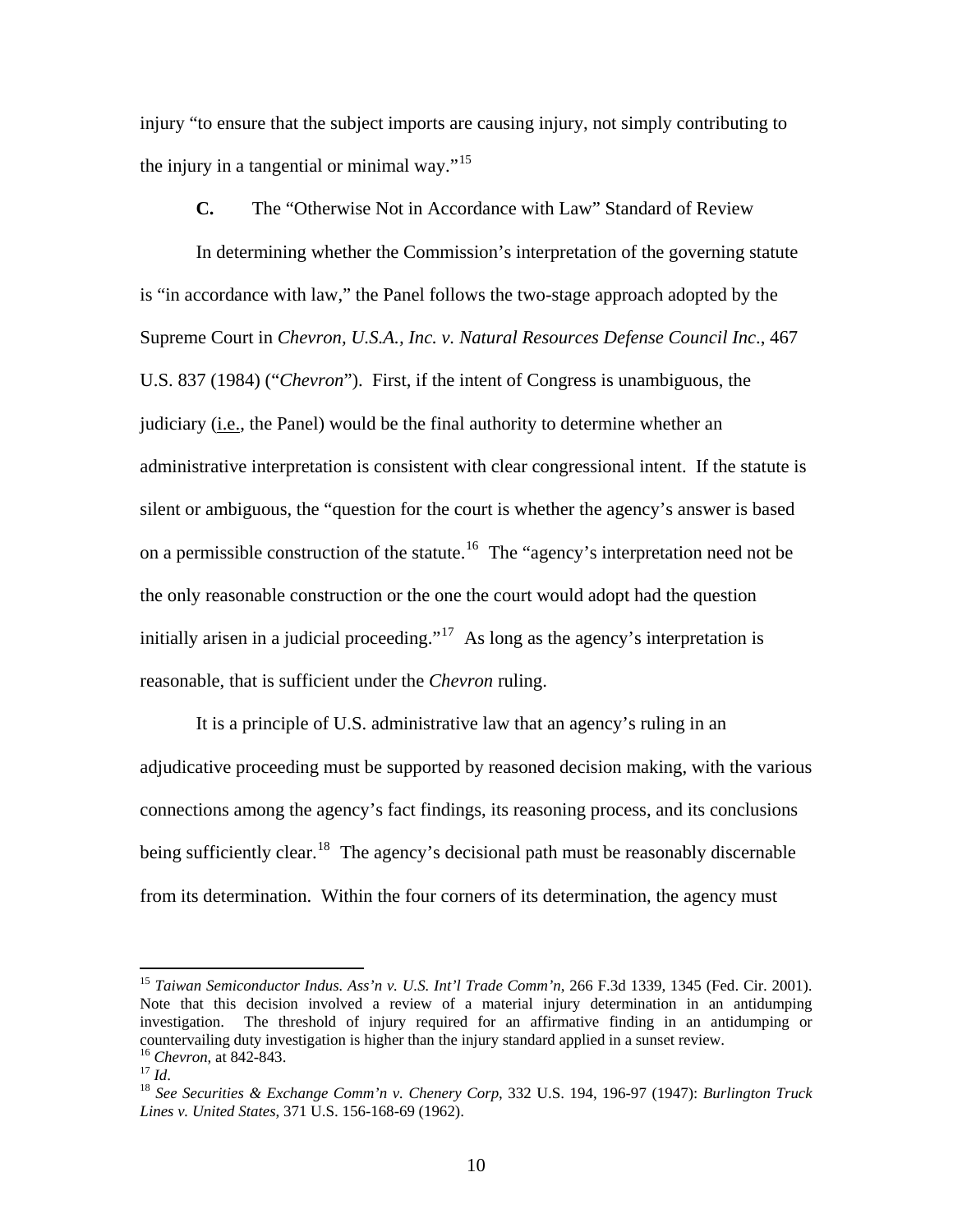injury "to ensure that the subject imports are causing injury, not simply contributing to the injury in a tangential or minimal way."[15]

### C. The "Otherwise Not in Accordance with Law" Standard of Review

In determining whether the Commission's interpretation of the governing statute is "in accordance with law," the Panel follows the two-stage approach adopted by the Supreme Court in *Chevron, U.S.A., Inc. v. Natural Resources Defense Council Inc*., 467 U.S. 837 (1984) ("*Chevron*"). First, if the intent of Congress is unambiguous, the judiciary (i.e., the Panel) would be the final authority to determine whether an administrative interpretation is consistent with clear congressional intent. If the statute is silent or ambiguous, the "question for the court is whether the agency's answer is based on a permissible construction of the statute.[16] The "agency's interpretation need not be the only reasonable construction or the one the court would adopt had the question initially arisen in a judicial proceeding."[17] As long as the agency's interpretation is reasonable, that is sufficient under the *Chevron* ruling.

It is a principle of U.S. administrative law that an agency's ruling in an adjudicative proceeding must be supported by reasoned decision making, with the various connections among the agency's fact findings, its reasoning process, and its conclusions being sufficiently clear.[18] The agency's decisional path must be reasonably discernable from its determination. Within the four corners of its determination, the agency must

---

[15] *Taiwan Semiconductor Indus. Ass'n v. U.S. Int'l Trade Comm'n*, 266 F.3d 1339, 1345 (Fed. Cir. 2001). Note that this decision involved a review of a material injury determination in an antidumping investigation. The threshold of injury required for an affirmative finding in an antidumping or countervailing duty investigation is higher than the injury standard applied in a sunset review.

[16] *Chevron*, at 842-843.

[17] *Id*.

[18] *See Securities & Exchange Comm'n v. Chenery Corp*, 332 U.S. 194, 196-97 (1947): *Burlington Truck Lines v. United States*, 371 U.S. 156-168-69 (1962).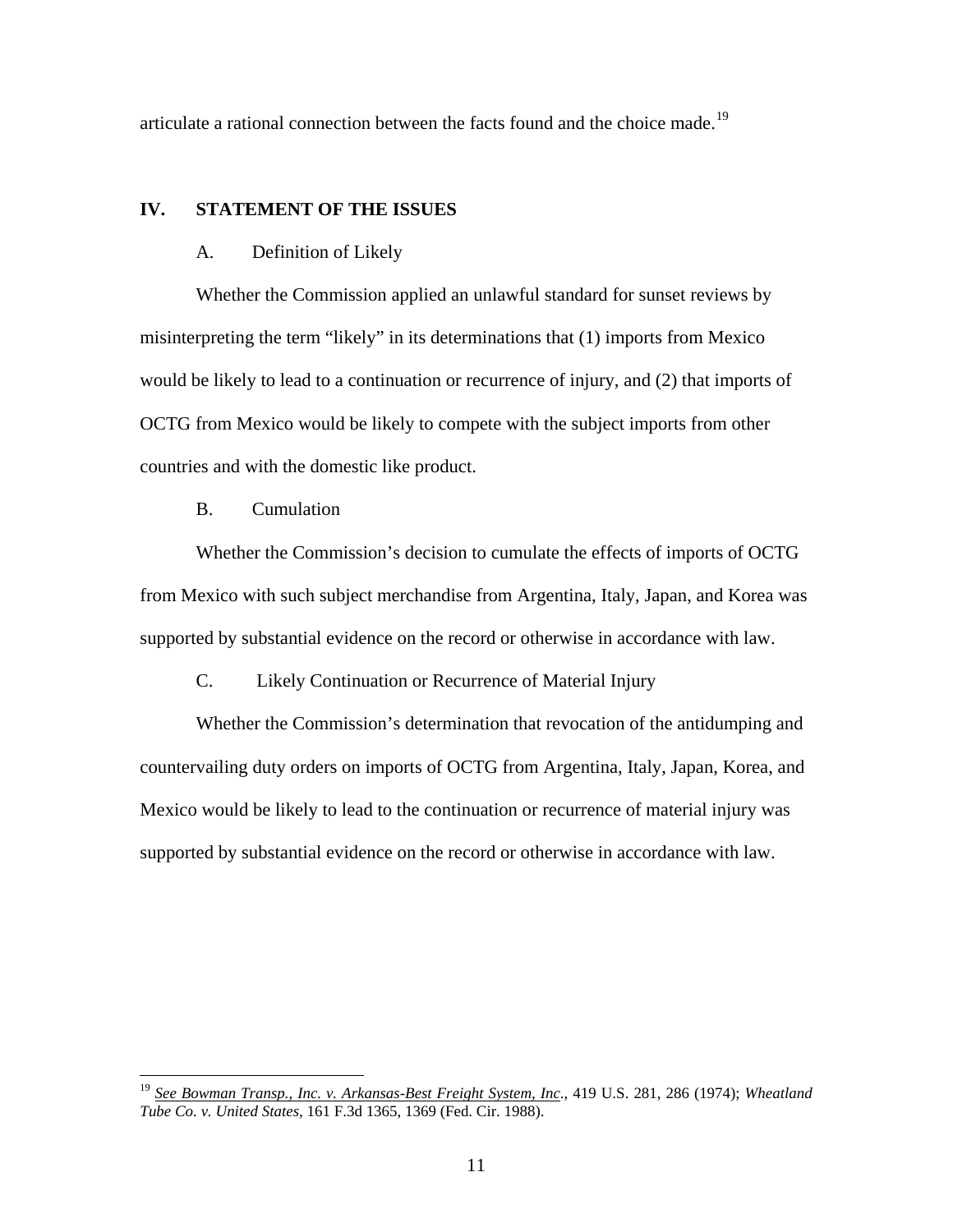articulate a rational connection between the facts found and the choice made.[19]

## IV. STATEMENT OF THE ISSUES

### A. Definition of Likely

Whether the Commission applied an unlawful standard for sunset reviews by misinterpreting the term "likely" in its determinations that (1) imports from Mexico would be likely to lead to a continuation or recurrence of injury, and (2) that imports of OCTG from Mexico would be likely to compete with the subject imports from other countries and with the domestic like product.

### B. Cumulation

Whether the Commission's decision to cumulate the effects of imports of OCTG from Mexico with such subject merchandise from Argentina, Italy, Japan, and Korea was supported by substantial evidence on the record or otherwise in accordance with law.

### C. Likely Continuation or Recurrence of Material Injury

Whether the Commission's determination that revocation of the antidumping and countervailing duty orders on imports of OCTG from Argentina, Italy, Japan, Korea, and Mexico would be likely to lead to the continuation or recurrence of material injury was supported by substantial evidence on the record or otherwise in accordance with law.

---

[19] See Bowman Transp., Inc. v. Arkansas-Best Freight System, Inc., 419 U.S. 281, 286 (1974); *Wheatland Tube Co. v. United States*, 161 F.3d 1365, 1369 (Fed. Cir. 1988).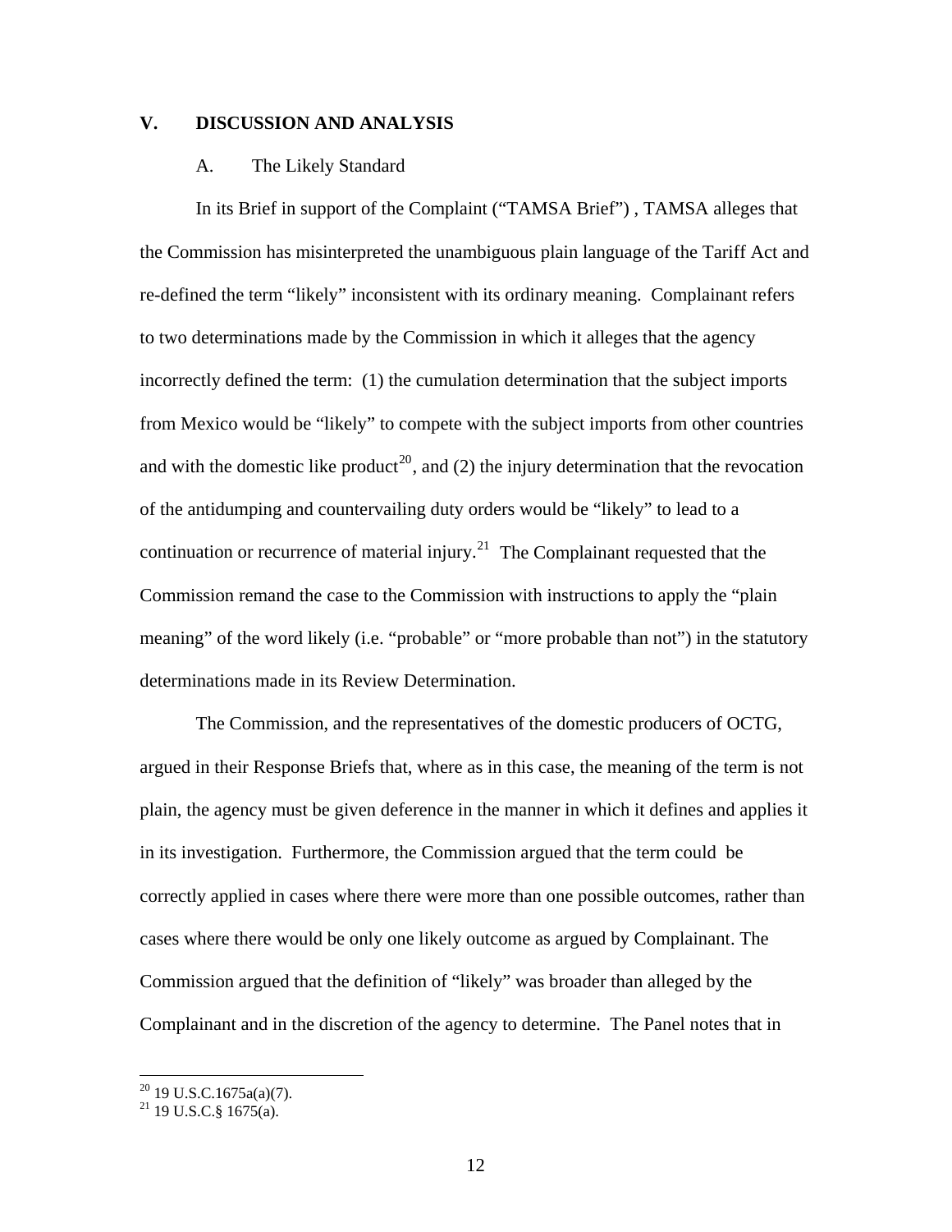## V. DISCUSSION AND ANALYSIS

### A. The Likely Standard

In its Brief in support of the Complaint ("TAMSA Brief") , TAMSA alleges that the Commission has misinterpreted the unambiguous plain language of the Tariff Act and re-defined the term "likely" inconsistent with its ordinary meaning. Complainant refers to two determinations made by the Commission in which it alleges that the agency incorrectly defined the term: (1) the cumulation determination that the subject imports from Mexico would be "likely" to compete with the subject imports from other countries and with the domestic like product[20], and (2) the injury determination that the revocation of the antidumping and countervailing duty orders would be "likely" to lead to a continuation or recurrence of material injury.[21] The Complainant requested that the Commission remand the case to the Commission with instructions to apply the "plain meaning" of the word likely (i.e. "probable" or "more probable than not") in the statutory determinations made in its Review Determination.

The Commission, and the representatives of the domestic producers of OCTG, argued in their Response Briefs that, where as in this case, the meaning of the term is not plain, the agency must be given deference in the manner in which it defines and applies it in its investigation. Furthermore, the Commission argued that the term could be correctly applied in cases where there were more than one possible outcomes, rather than cases where there would be only one likely outcome as argued by Complainant. The Commission argued that the definition of "likely" was broader than alleged by the Complainant and in the discretion of the agency to determine. The Panel notes that in

---

[20] 19 U.S.C.1675a(a)(7).

[21] 19 U.S.C.§ 1675(a).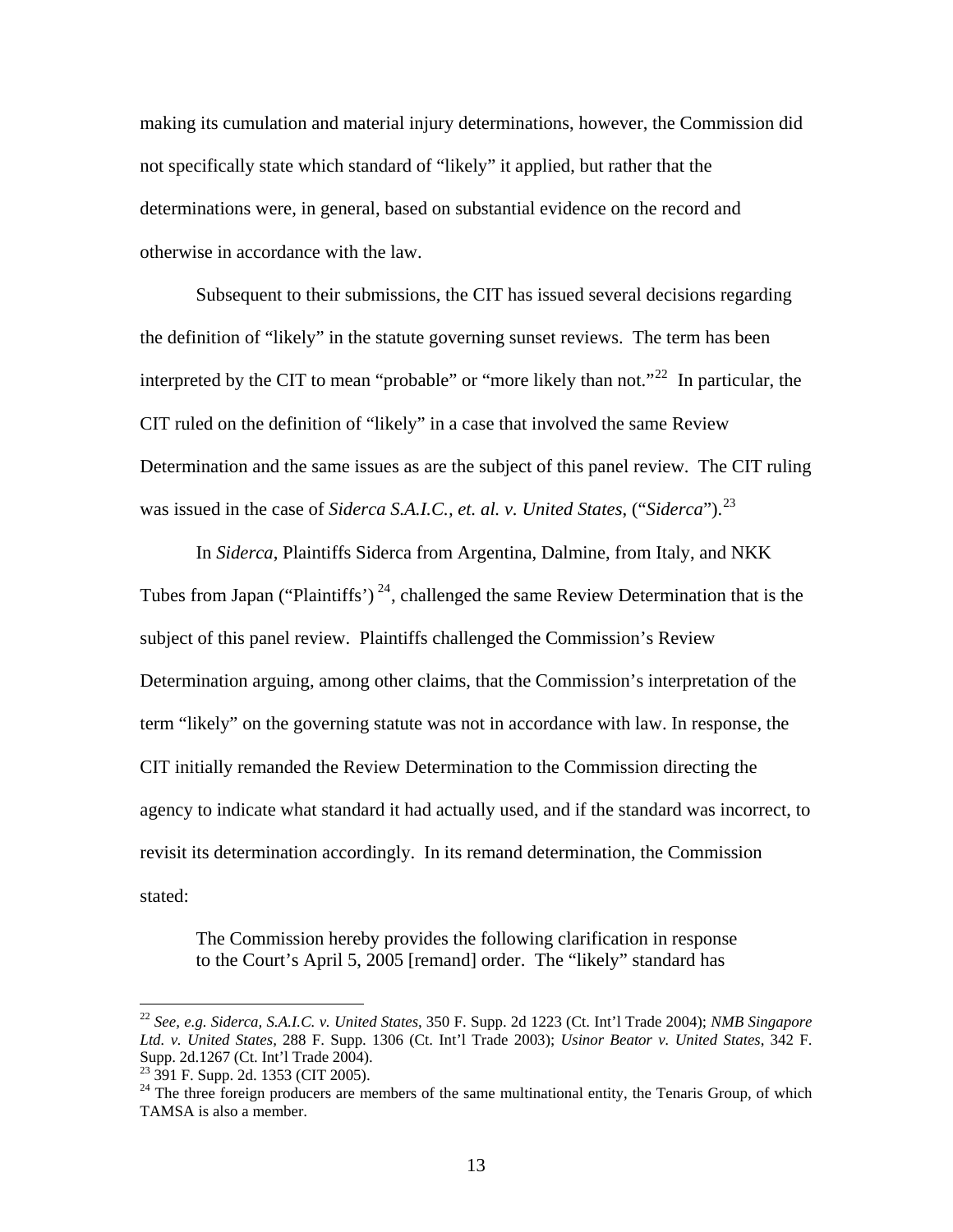making its cumulation and material injury determinations, however, the Commission did not specifically state which standard of "likely" it applied, but rather that the determinations were, in general, based on substantial evidence on the record and otherwise in accordance with the law.

Subsequent to their submissions, the CIT has issued several decisions regarding the definition of "likely" in the statute governing sunset reviews. The term has been interpreted by the CIT to mean "probable" or "more likely than not."[22] In particular, the CIT ruled on the definition of "likely" in a case that involved the same Review Determination and the same issues as are the subject of this panel review. The CIT ruling was issued in the case of *Siderca S.A.I.C., et. al. v. United States*, ("*Siderca*").[23]

In *Siderca*, Plaintiffs Siderca from Argentina, Dalmine, from Italy, and NKK Tubes from Japan ("Plaintiffs')[24], challenged the same Review Determination that is the subject of this panel review. Plaintiffs challenged the Commission's Review Determination arguing, among other claims, that the Commission's interpretation of the term "likely" on the governing statute was not in accordance with law. In response, the CIT initially remanded the Review Determination to the Commission directing the agency to indicate what standard it had actually used, and if the standard was incorrect, to revisit its determination accordingly. In its remand determination, the Commission stated:

> The Commission hereby provides the following clarification in response to the Court's April 5, 2005 [remand] order. The "likely" standard has

---

[22] *See, e.g. Siderca, S.A.I.C. v. United States*, 350 F. Supp. 2d 1223 (Ct. Int'l Trade 2004); *NMB Singapore Ltd. v. United States*, 288 F. Supp. 1306 (Ct. Int'l Trade 2003); *Usinor Beator v. United States*, 342 F. Supp. 2d.1267 (Ct. Int'l Trade 2004).

[23] 391 F. Supp. 2d. 1353 (CIT 2005).

[24] The three foreign producers are members of the same multinational entity, the Tenaris Group, of which TAMSA is also a member.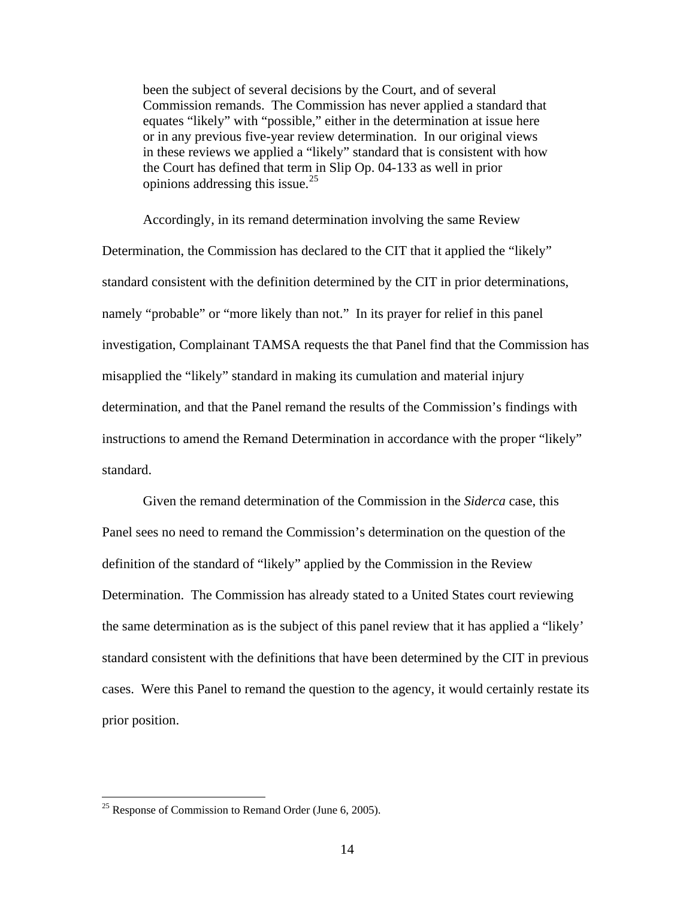> been the subject of several decisions by the Court, and of several Commission remands. The Commission has never applied a standard that equates "likely" with "possible," either in the determination at issue here or in any previous five-year review determination. In our original views in these reviews we applied a "likely" standard that is consistent with how the Court has defined that term in Slip Op. 04-133 as well in prior opinions addressing this issue.[25]

Accordingly, in its remand determination involving the same Review Determination, the Commission has declared to the CIT that it applied the "likely" standard consistent with the definition determined by the CIT in prior determinations, namely "probable" or "more likely than not." In its prayer for relief in this panel investigation, Complainant TAMSA requests the that Panel find that the Commission has misapplied the "likely" standard in making its cumulation and material injury determination, and that the Panel remand the results of the Commission's findings with instructions to amend the Remand Determination in accordance with the proper "likely" standard.

Given the remand determination of the Commission in the *Siderca* case, this Panel sees no need to remand the Commission's determination on the question of the definition of the standard of "likely" applied by the Commission in the Review Determination. The Commission has already stated to a United States court reviewing the same determination as is the subject of this panel review that it has applied a "likely' standard consistent with the definitions that have been determined by the CIT in previous cases. Were this Panel to remand the question to the agency, it would certainly restate its prior position.

---

[25] Response of Commission to Remand Order (June 6, 2005).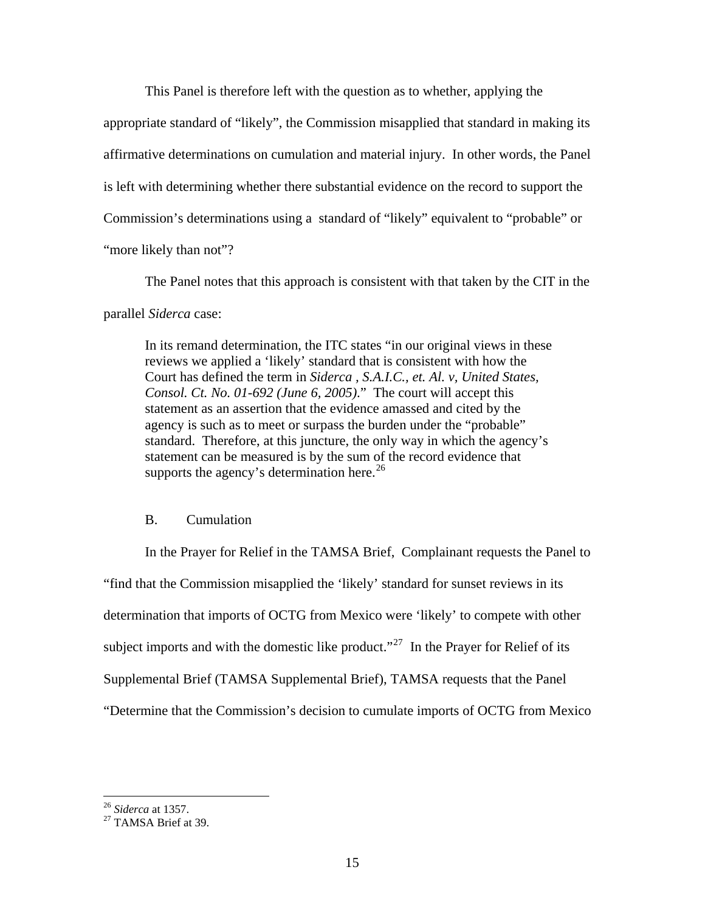This Panel is therefore left with the question as to whether, applying the appropriate standard of "likely", the Commission misapplied that standard in making its affirmative determinations on cumulation and material injury. In other words, the Panel is left with determining whether there substantial evidence on the record to support the Commission's determinations using a standard of "likely" equivalent to "probable" or "more likely than not"?

The Panel notes that this approach is consistent with that taken by the CIT in the parallel *Siderca* case:

> In its remand determination, the ITC states "in our original views in these reviews we applied a 'likely' standard that is consistent with how the Court has defined the term in *Siderca , S.A.I.C., et. Al. v, United States, Consol. Ct. No. 01-692 (June 6, 2005)*." The court will accept this statement as an assertion that the evidence amassed and cited by the agency is such as to meet or surpass the burden under the "probable" standard. Therefore, at this juncture, the only way in which the agency's statement can be measured is by the sum of the record evidence that supports the agency's determination here.[26]

B. Cumulation

In the Prayer for Relief in the TAMSA Brief, Complainant requests the Panel to "find that the Commission misapplied the 'likely' standard for sunset reviews in its determination that imports of OCTG from Mexico were 'likely' to compete with other subject imports and with the domestic like product."[27] In the Prayer for Relief of its Supplemental Brief (TAMSA Supplemental Brief), TAMSA requests that the Panel "Determine that the Commission's decision to cumulate imports of OCTG from Mexico

---

[26] *Siderca* at 1357.
[27] TAMSA Brief at 39.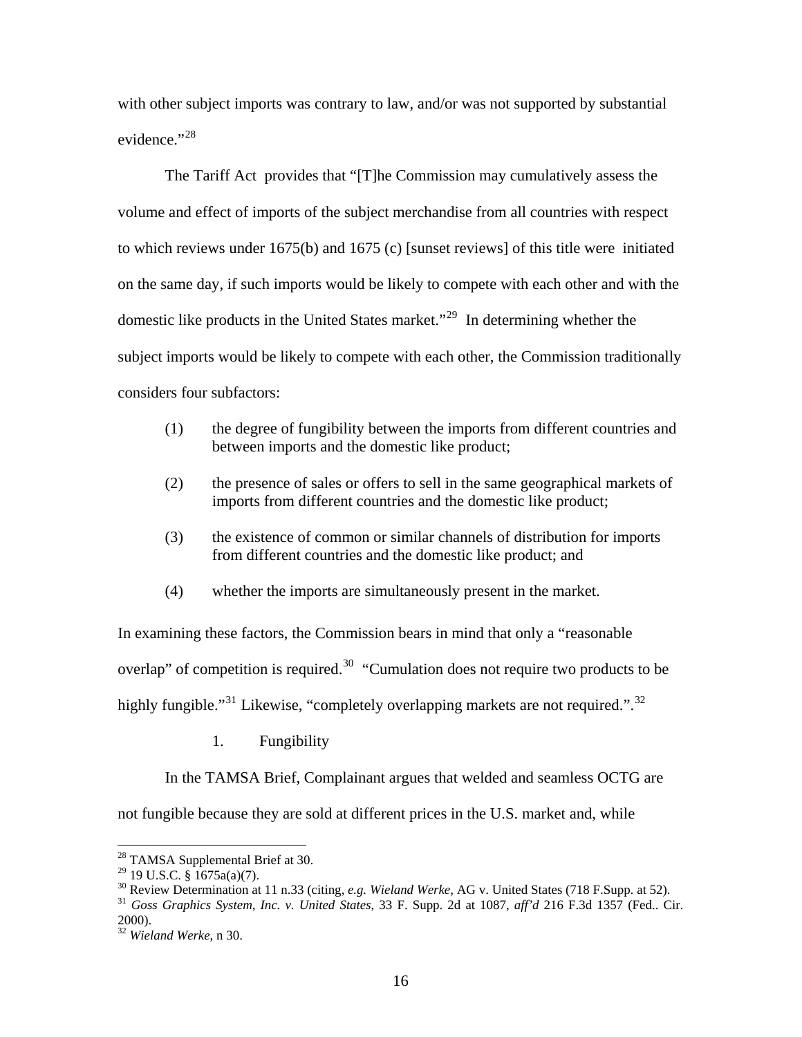with other subject imports was contrary to law, and/or was not supported by substantial evidence."[28]

The Tariff Act provides that "[T]he Commission may cumulatively assess the volume and effect of imports of the subject merchandise from all countries with respect to which reviews under 1675(b) and 1675 (c) [sunset reviews] of this title were initiated on the same day, if such imports would be likely to compete with each other and with the domestic like products in the United States market."[29] In determining whether the subject imports would be likely to compete with each other, the Commission traditionally considers four subfactors:

(1) the degree of fungibility between the imports from different countries and between imports and the domestic like product;

(2) the presence of sales or offers to sell in the same geographical markets of imports from different countries and the domestic like product;

(3) the existence of common or similar channels of distribution for imports from different countries and the domestic like product; and

(4) whether the imports are simultaneously present in the market.

In examining these factors, the Commission bears in mind that only a "reasonable overlap" of competition is required.[30] "Cumulation does not require two products to be highly fungible."[31] Likewise, "completely overlapping markets are not required.".[32]

1. Fungibility

In the TAMSA Brief, Complainant argues that welded and seamless OCTG are not fungible because they are sold at different prices in the U.S. market and, while

---

[28] TAMSA Supplemental Brief at 30.

[29] 19 U.S.C. § 1675a(a)(7).

[30] Review Determination at 11 n.33 (citing, *e.g. Wieland Werke*, AG v. United States (718 F.Supp. at 52).

[31] *Goss Graphics System, Inc. v. United States*, 33 F. Supp. 2d at 1087, *aff'd* 216 F.3d 1357 (Fed.. Cir. 2000).

[32] *Wieland Werke*, n 30.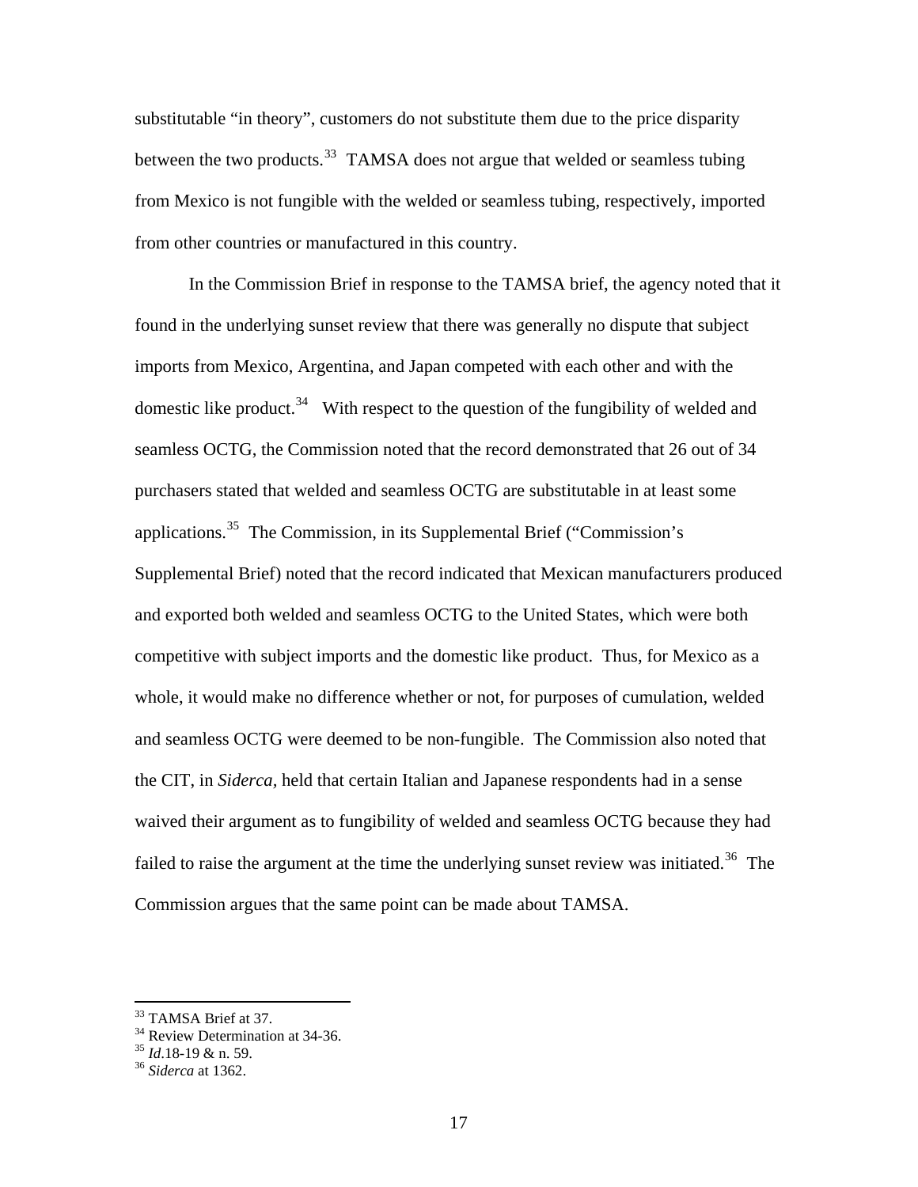substitutable "in theory", customers do not substitute them due to the price disparity between the two products.[33] TAMSA does not argue that welded or seamless tubing from Mexico is not fungible with the welded or seamless tubing, respectively, imported from other countries or manufactured in this country.

In the Commission Brief in response to the TAMSA brief, the agency noted that it found in the underlying sunset review that there was generally no dispute that subject imports from Mexico, Argentina, and Japan competed with each other and with the domestic like product.[34] With respect to the question of the fungibility of welded and seamless OCTG, the Commission noted that the record demonstrated that 26 out of 34 purchasers stated that welded and seamless OCTG are substitutable in at least some applications.[35] The Commission, in its Supplemental Brief ("Commission's Supplemental Brief) noted that the record indicated that Mexican manufacturers produced and exported both welded and seamless OCTG to the United States, which were both competitive with subject imports and the domestic like product. Thus, for Mexico as a whole, it would make no difference whether or not, for purposes of cumulation, welded and seamless OCTG were deemed to be non-fungible. The Commission also noted that the CIT, in *Siderca*, held that certain Italian and Japanese respondents had in a sense waived their argument as to fungibility of welded and seamless OCTG because they had failed to raise the argument at the time the underlying sunset review was initiated.[36] The Commission argues that the same point can be made about TAMSA.

---

[33] TAMSA Brief at 37.
[34] Review Determination at 34-36.
[35] *Id*.18-19 & n. 59.
[36] *Siderca* at 1362.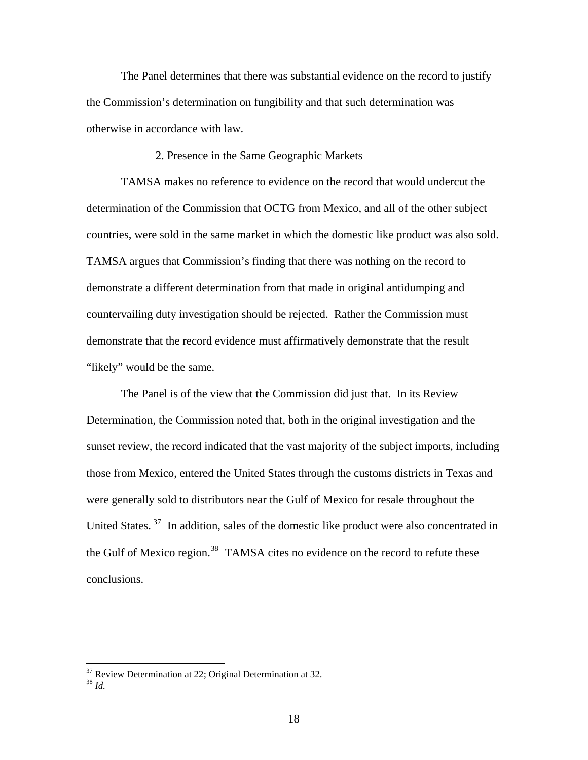The Panel determines that there was substantial evidence on the record to justify the Commission's determination on fungibility and that such determination was otherwise in accordance with law.

2. Presence in the Same Geographic Markets

TAMSA makes no reference to evidence on the record that would undercut the determination of the Commission that OCTG from Mexico, and all of the other subject countries, were sold in the same market in which the domestic like product was also sold. TAMSA argues that Commission's finding that there was nothing on the record to demonstrate a different determination from that made in original antidumping and countervailing duty investigation should be rejected. Rather the Commission must demonstrate that the record evidence must affirmatively demonstrate that the result "likely" would be the same.

The Panel is of the view that the Commission did just that. In its Review Determination, the Commission noted that, both in the original investigation and the sunset review, the record indicated that the vast majority of the subject imports, including those from Mexico, entered the United States through the customs districts in Texas and were generally sold to distributors near the Gulf of Mexico for resale throughout the United States.[37] In addition, sales of the domestic like product were also concentrated in the Gulf of Mexico region.[38] TAMSA cites no evidence on the record to refute these conclusions.

---

[37] Review Determination at 22; Original Determination at 32.
[38] *Id.*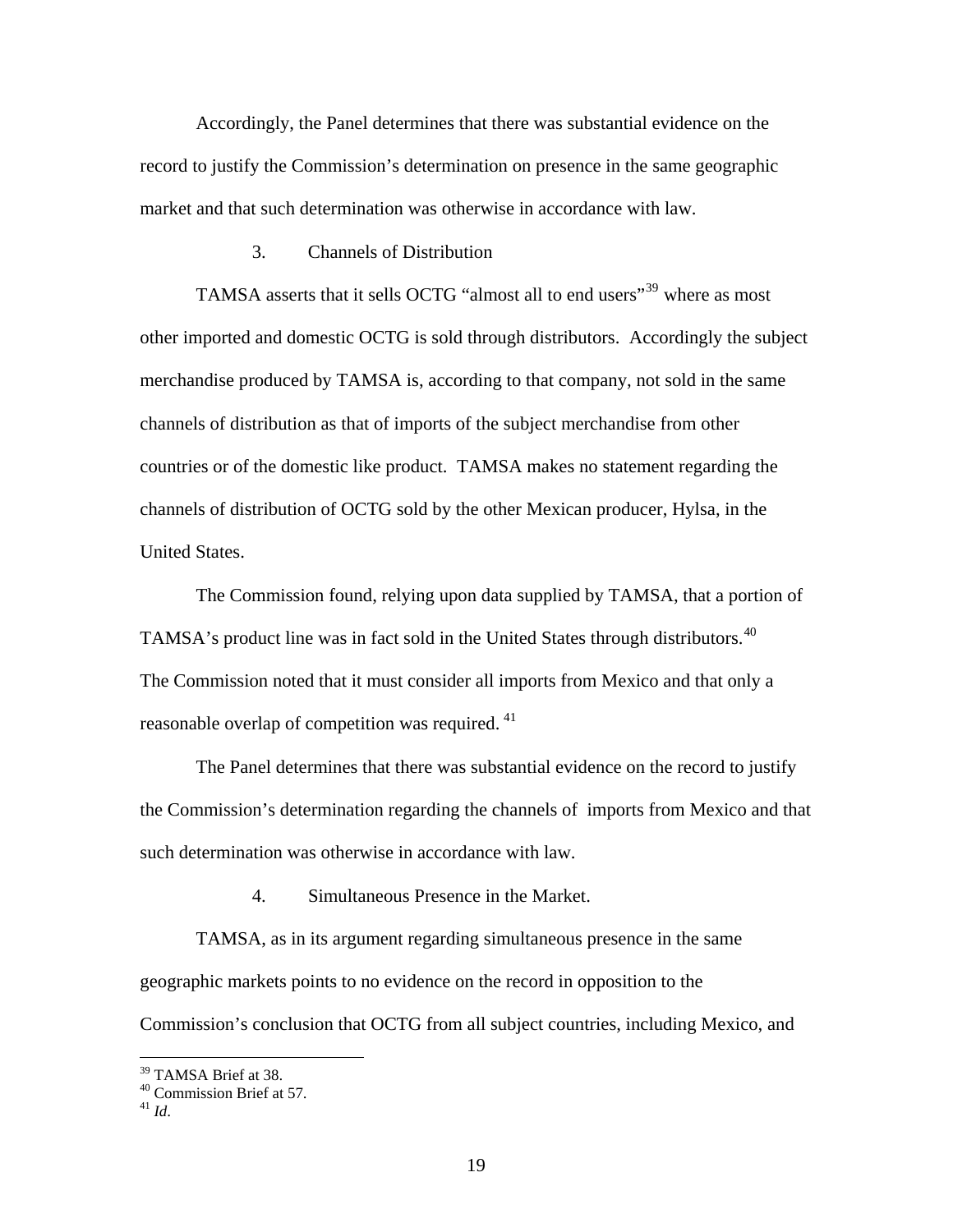Accordingly, the Panel determines that there was substantial evidence on the record to justify the Commission's determination on presence in the same geographic market and that such determination was otherwise in accordance with law.

3. Channels of Distribution

TAMSA asserts that it sells OCTG "almost all to end users"[39] where as most other imported and domestic OCTG is sold through distributors. Accordingly the subject merchandise produced by TAMSA is, according to that company, not sold in the same channels of distribution as that of imports of the subject merchandise from other countries or of the domestic like product. TAMSA makes no statement regarding the channels of distribution of OCTG sold by the other Mexican producer, Hylsa, in the United States.

The Commission found, relying upon data supplied by TAMSA, that a portion of TAMSA's product line was in fact sold in the United States through distributors.[40] The Commission noted that it must consider all imports from Mexico and that only a reasonable overlap of competition was required.[41]

The Panel determines that there was substantial evidence on the record to justify the Commission's determination regarding the channels of imports from Mexico and that such determination was otherwise in accordance with law.

4. Simultaneous Presence in the Market.

TAMSA, as in its argument regarding simultaneous presence in the same geographic markets points to no evidence on the record in opposition to the Commission's conclusion that OCTG from all subject countries, including Mexico, and

---

[39] TAMSA Brief at 38.
[40] Commission Brief at 57.
[41] *Id*.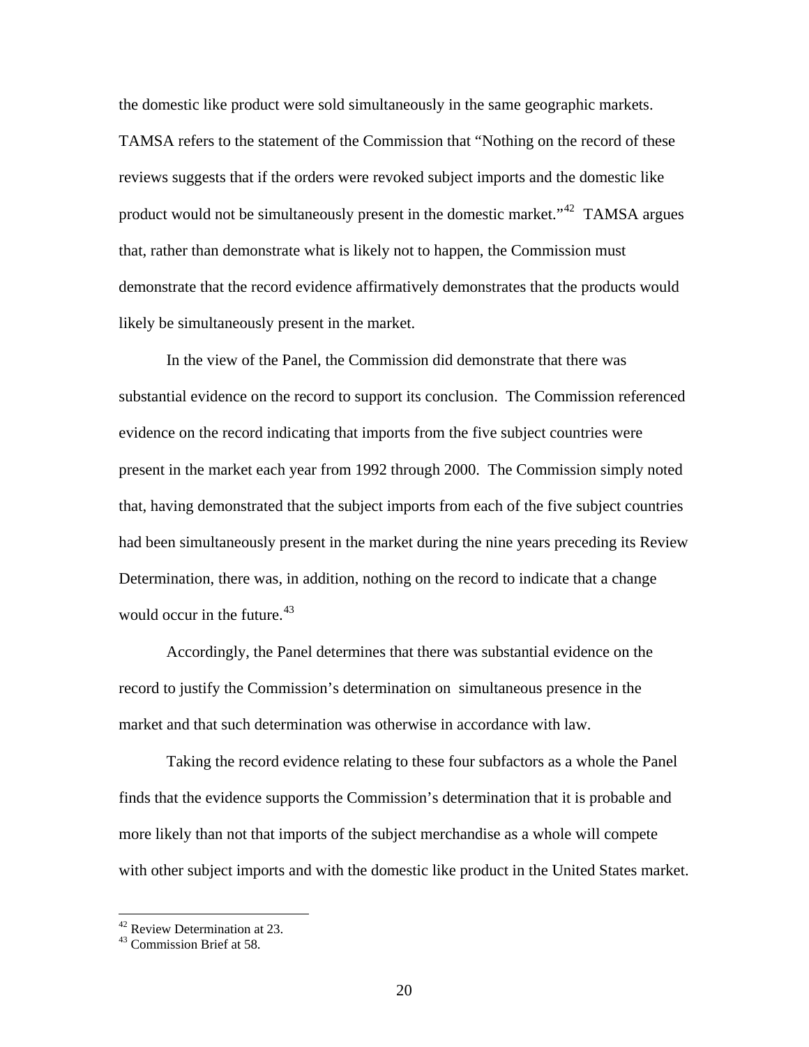the domestic like product were sold simultaneously in the same geographic markets. TAMSA refers to the statement of the Commission that "Nothing on the record of these reviews suggests that if the orders were revoked subject imports and the domestic like product would not be simultaneously present in the domestic market."[42] TAMSA argues that, rather than demonstrate what is likely not to happen, the Commission must demonstrate that the record evidence affirmatively demonstrates that the products would likely be simultaneously present in the market.

In the view of the Panel, the Commission did demonstrate that there was substantial evidence on the record to support its conclusion. The Commission referenced evidence on the record indicating that imports from the five subject countries were present in the market each year from 1992 through 2000. The Commission simply noted that, having demonstrated that the subject imports from each of the five subject countries had been simultaneously present in the market during the nine years preceding its Review Determination, there was, in addition, nothing on the record to indicate that a change would occur in the future.[43]

Accordingly, the Panel determines that there was substantial evidence on the record to justify the Commission's determination on simultaneous presence in the market and that such determination was otherwise in accordance with law.

Taking the record evidence relating to these four subfactors as a whole the Panel finds that the evidence supports the Commission's determination that it is probable and more likely than not that imports of the subject merchandise as a whole will compete with other subject imports and with the domestic like product in the United States market.

---

[42] Review Determination at 23.
[43] Commission Brief at 58.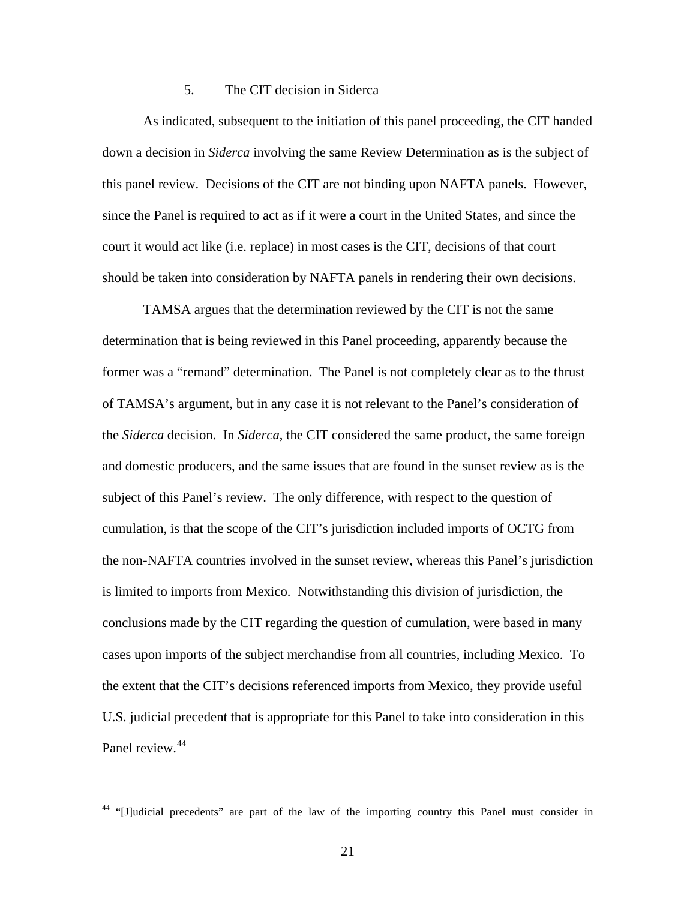5. The CIT decision in Siderca

As indicated, subsequent to the initiation of this panel proceeding, the CIT handed down a decision in *Siderca* involving the same Review Determination as is the subject of this panel review. Decisions of the CIT are not binding upon NAFTA panels. However, since the Panel is required to act as if it were a court in the United States, and since the court it would act like (i.e. replace) in most cases is the CIT, decisions of that court should be taken into consideration by NAFTA panels in rendering their own decisions.

TAMSA argues that the determination reviewed by the CIT is not the same determination that is being reviewed in this Panel proceeding, apparently because the former was a "remand" determination. The Panel is not completely clear as to the thrust of TAMSA's argument, but in any case it is not relevant to the Panel's consideration of the *Siderca* decision. In *Siderca*, the CIT considered the same product, the same foreign and domestic producers, and the same issues that are found in the sunset review as is the subject of this Panel's review. The only difference, with respect to the question of cumulation, is that the scope of the CIT's jurisdiction included imports of OCTG from the non-NAFTA countries involved in the sunset review, whereas this Panel's jurisdiction is limited to imports from Mexico. Notwithstanding this division of jurisdiction, the conclusions made by the CIT regarding the question of cumulation, were based in many cases upon imports of the subject merchandise from all countries, including Mexico. To the extent that the CIT's decisions referenced imports from Mexico, they provide useful U.S. judicial precedent that is appropriate for this Panel to take into consideration in this Panel review.[44]

---

[44] "[J]udicial precedents" are part of the law of the importing country this Panel must consider in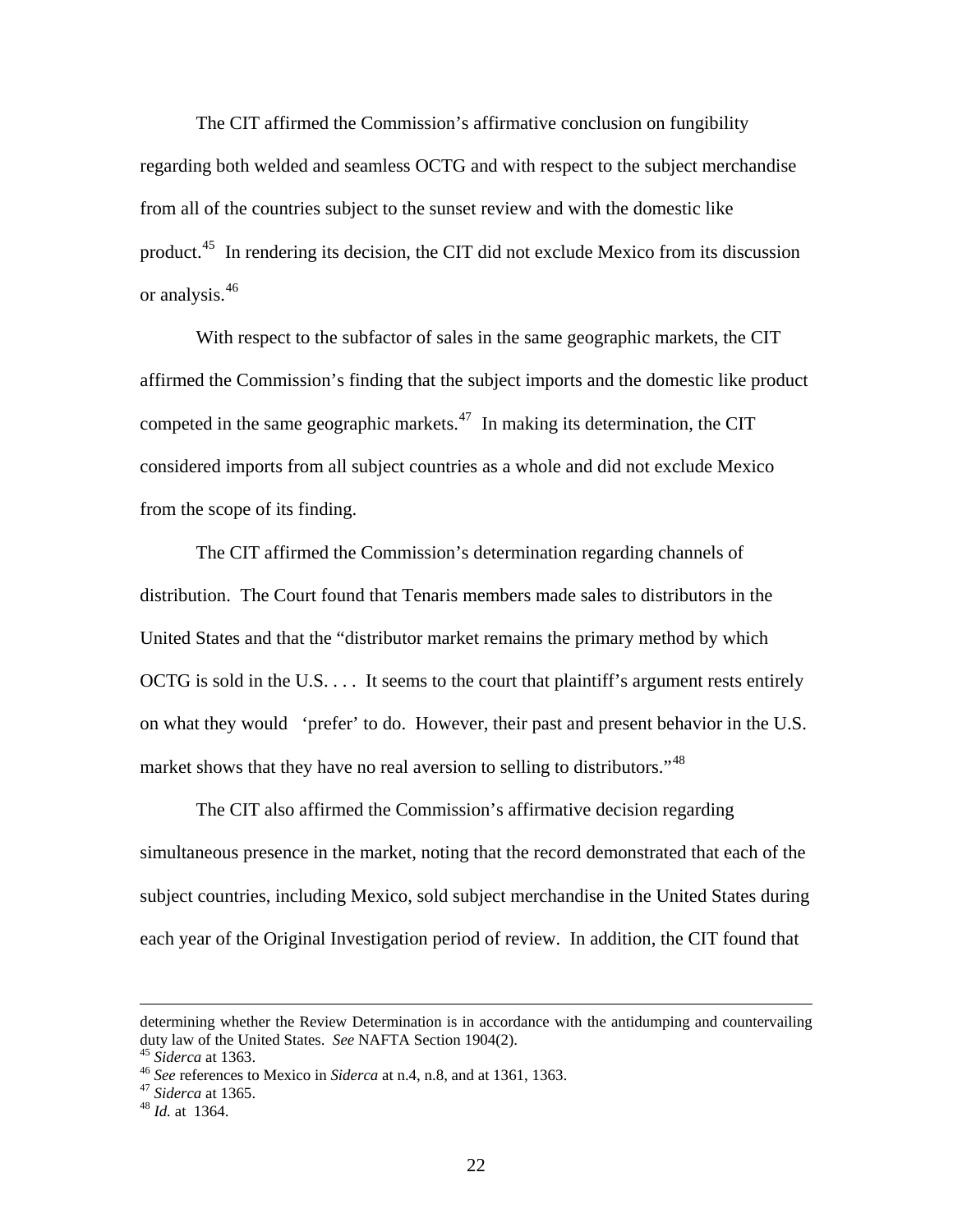The CIT affirmed the Commission's affirmative conclusion on fungibility regarding both welded and seamless OCTG and with respect to the subject merchandise from all of the countries subject to the sunset review and with the domestic like product.[45] In rendering its decision, the CIT did not exclude Mexico from its discussion or analysis.[46]

With respect to the subfactor of sales in the same geographic markets, the CIT affirmed the Commission's finding that the subject imports and the domestic like product competed in the same geographic markets.[47] In making its determination, the CIT considered imports from all subject countries as a whole and did not exclude Mexico from the scope of its finding.

The CIT affirmed the Commission's determination regarding channels of distribution. The Court found that Tenaris members made sales to distributors in the United States and that the "distributor market remains the primary method by which OCTG is sold in the U.S. . . . It seems to the court that plaintiff's argument rests entirely on what they would 'prefer' to do. However, their past and present behavior in the U.S. market shows that they have no real aversion to selling to distributors."[48]

The CIT also affirmed the Commission's affirmative decision regarding simultaneous presence in the market, noting that the record demonstrated that each of the subject countries, including Mexico, sold subject merchandise in the United States during each year of the Original Investigation period of review. In addition, the CIT found that

---

determining whether the Review Determination is in accordance with the antidumping and countervailing duty law of the United States. *See* NAFTA Section 1904(2).

[45] *Siderca* at 1363.

[46] *See* references to Mexico in *Siderca* at n.4, n.8, and at 1361, 1363.

[47] *Siderca* at 1365.

[48] *Id.* at 1364.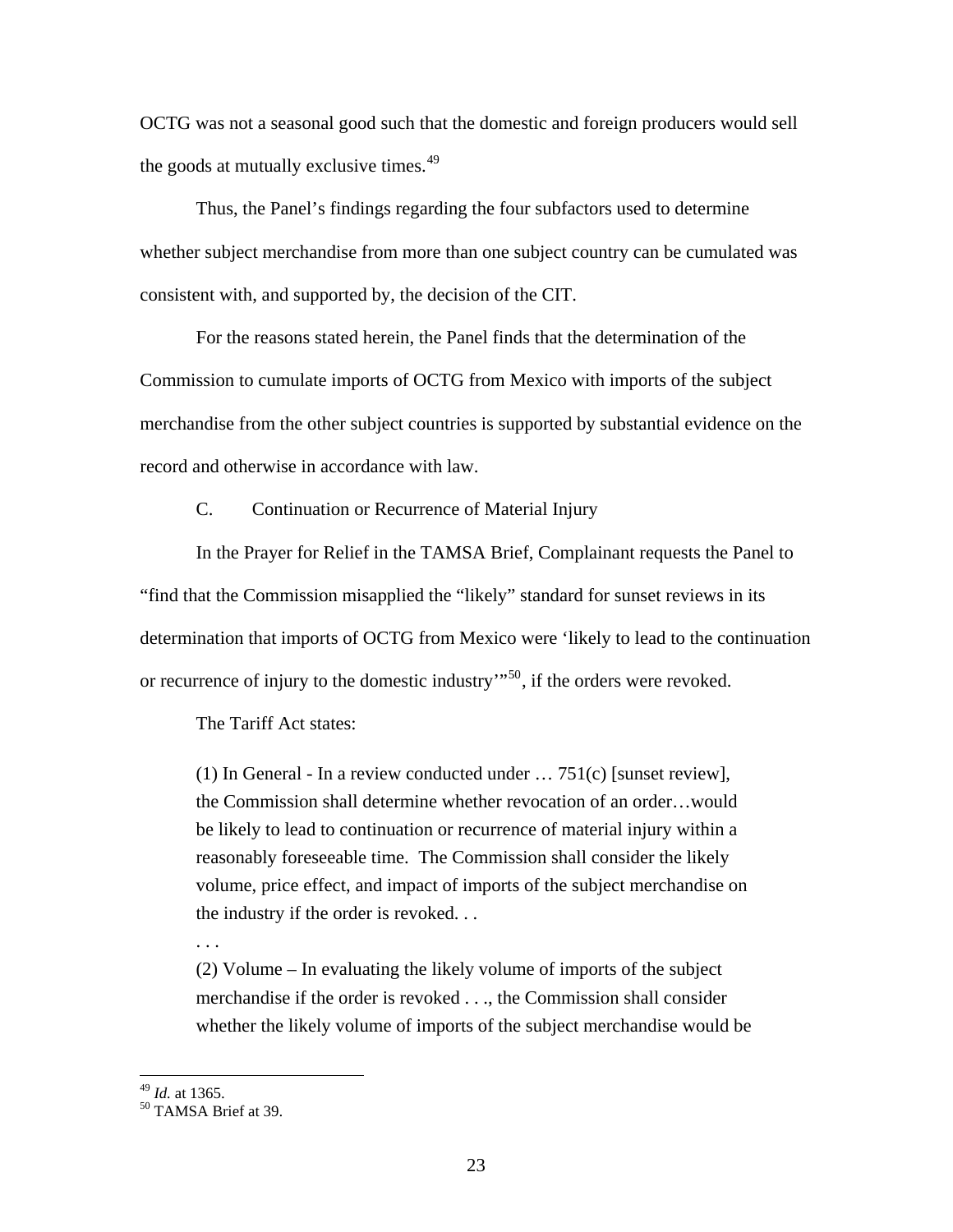OCTG was not a seasonal good such that the domestic and foreign producers would sell the goods at mutually exclusive times.[49]

Thus, the Panel's findings regarding the four subfactors used to determine whether subject merchandise from more than one subject country can be cumulated was consistent with, and supported by, the decision of the CIT.

For the reasons stated herein, the Panel finds that the determination of the Commission to cumulate imports of OCTG from Mexico with imports of the subject merchandise from the other subject countries is supported by substantial evidence on the record and otherwise in accordance with law.

C. Continuation or Recurrence of Material Injury

In the Prayer for Relief in the TAMSA Brief, Complainant requests the Panel to "find that the Commission misapplied the "likely" standard for sunset reviews in its determination that imports of OCTG from Mexico were 'likely to lead to the continuation or recurrence of injury to the domestic industry'"[50], if the orders were revoked.

The Tariff Act states:

> (1) In General - In a review conducted under … 751(c) [sunset review], the Commission shall determine whether revocation of an order…would be likely to lead to continuation or recurrence of material injury within a reasonably foreseeable time. The Commission shall consider the likely volume, price effect, and impact of imports of the subject merchandise on the industry if the order is revoked. . .
>
> . . .
>
> (2) Volume – In evaluating the likely volume of imports of the subject merchandise if the order is revoked . . ., the Commission shall consider whether the likely volume of imports of the subject merchandise would be

---

[49] *Id.* at 1365.

[50] TAMSA Brief at 39.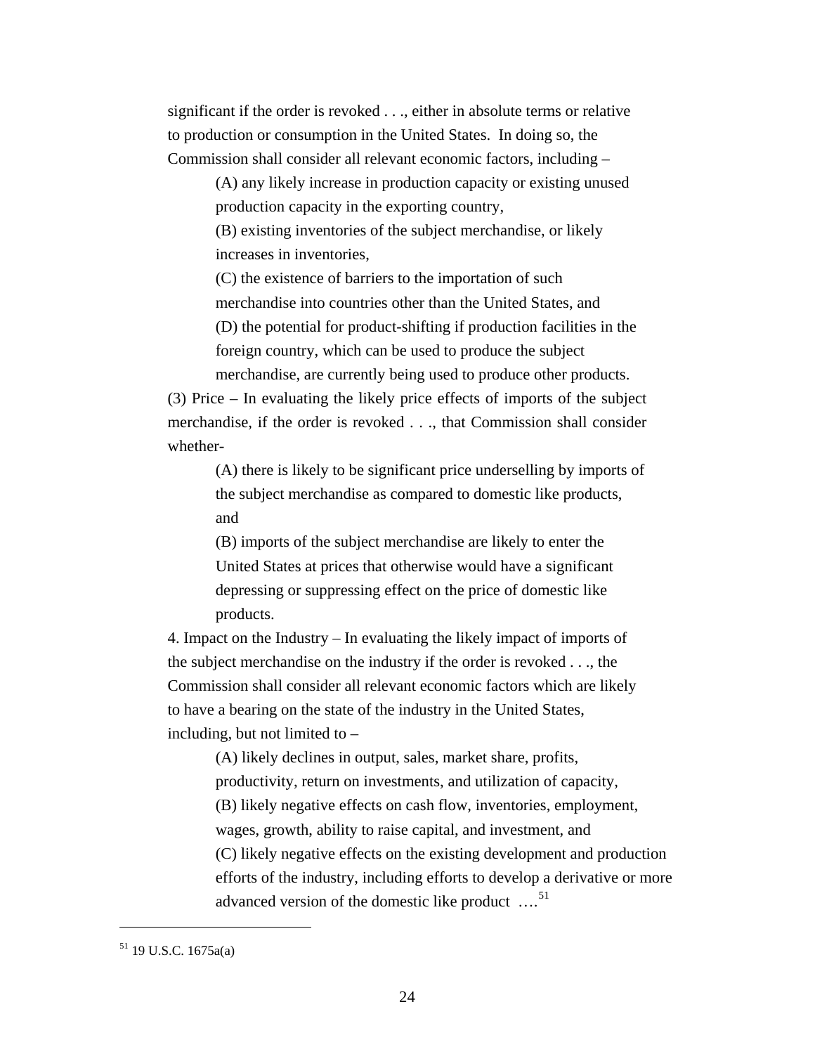significant if the order is revoked . . ., either in absolute terms or relative to production or consumption in the United States. In doing so, the Commission shall consider all relevant economic factors, including –

> (A) any likely increase in production capacity or existing unused production capacity in the exporting country,
>
> (B) existing inventories of the subject merchandise, or likely increases in inventories,
>
> (C) the existence of barriers to the importation of such merchandise into countries other than the United States, and
>
> (D) the potential for product-shifting if production facilities in the foreign country, which can be used to produce the subject merchandise, are currently being used to produce other products.

(3) Price – In evaluating the likely price effects of imports of the subject merchandise, if the order is revoked . . ., that Commission shall consider whether-

> (A) there is likely to be significant price underselling by imports of the subject merchandise as compared to domestic like products, and
>
> (B) imports of the subject merchandise are likely to enter the United States at prices that otherwise would have a significant depressing or suppressing effect on the price of domestic like products.

4. Impact on the Industry – In evaluating the likely impact of imports of the subject merchandise on the industry if the order is revoked . . ., the Commission shall consider all relevant economic factors which are likely to have a bearing on the state of the industry in the United States, including, but not limited to –

> (A) likely declines in output, sales, market share, profits, productivity, return on investments, and utilization of capacity,
>
> (B) likely negative effects on cash flow, inventories, employment, wages, growth, ability to raise capital, and investment, and
>
> (C) likely negative effects on the existing development and production efforts of the industry, including efforts to develop a derivative or more advanced version of the domestic like product ….[51]

---

[51] 19 U.S.C. 1675a(a)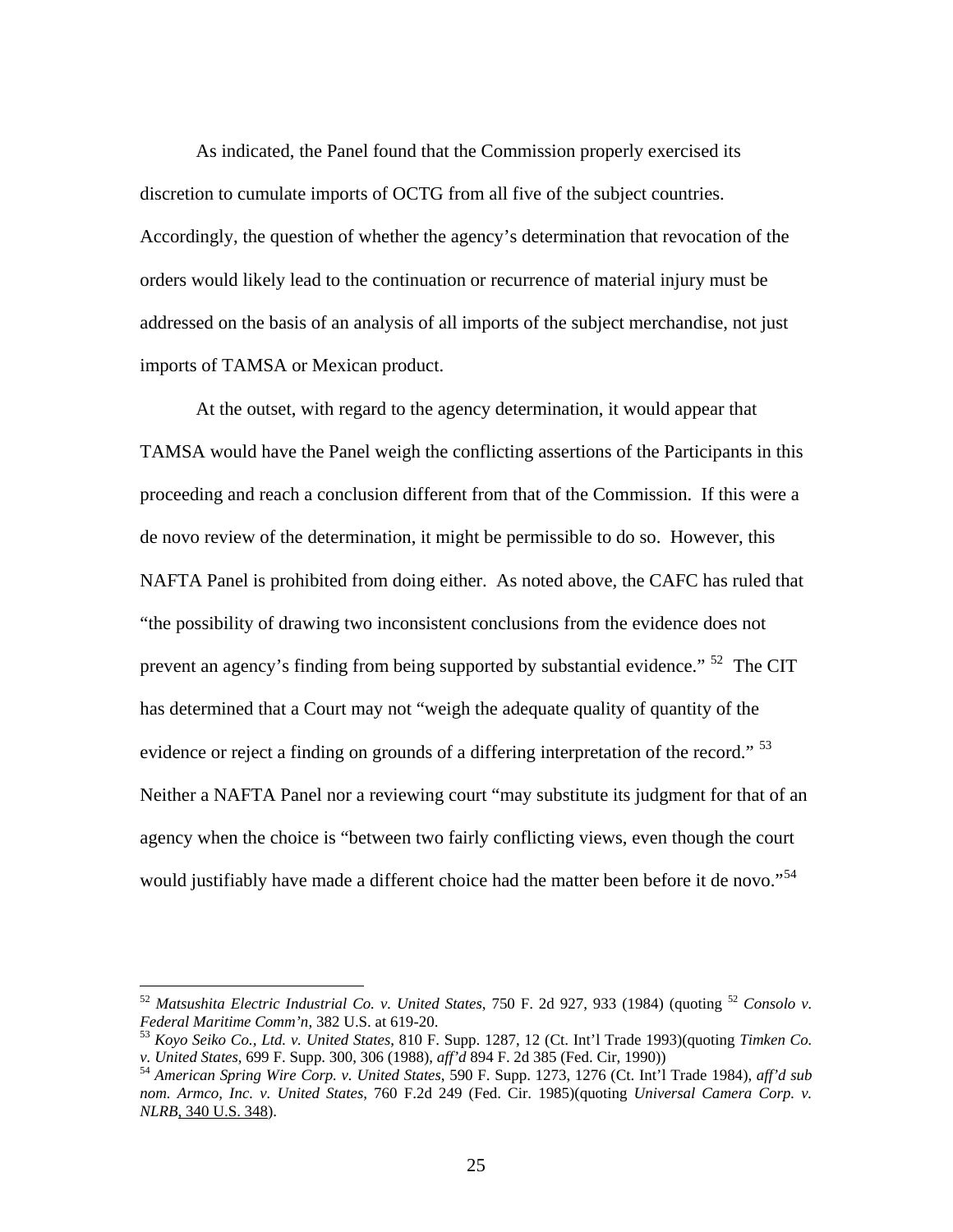As indicated, the Panel found that the Commission properly exercised its discretion to cumulate imports of OCTG from all five of the subject countries. Accordingly, the question of whether the agency's determination that revocation of the orders would likely lead to the continuation or recurrence of material injury must be addressed on the basis of an analysis of all imports of the subject merchandise, not just imports of TAMSA or Mexican product.

At the outset, with regard to the agency determination, it would appear that TAMSA would have the Panel weigh the conflicting assertions of the Participants in this proceeding and reach a conclusion different from that of the Commission. If this were a de novo review of the determination, it might be permissible to do so. However, this NAFTA Panel is prohibited from doing either. As noted above, the CAFC has ruled that "the possibility of drawing two inconsistent conclusions from the evidence does not prevent an agency's finding from being supported by substantial evidence." [52] The CIT has determined that a Court may not "weigh the adequate quality of quantity of the evidence or reject a finding on grounds of a differing interpretation of the record." [53] Neither a NAFTA Panel nor a reviewing court "may substitute its judgment for that of an agency when the choice is "between two fairly conflicting views, even though the court would justifiably have made a different choice had the matter been before it de novo."[54]

---

[52] *Matsushita Electric Industrial Co. v. United States*, 750 F. 2d 927, 933 (1984) (quoting [52] *Consolo v. Federal Maritime Comm'n*, 382 U.S. at 619-20.

[53] *Koyo Seiko Co., Ltd. v. United States*, 810 F. Supp. 1287, 12 (Ct. Int'l Trade 1993)(quoting *Timken Co. v. United States*, 699 F. Supp. 300, 306 (1988), *aff'd* 894 F. 2d 385 (Fed. Cir, 1990))

[54] *American Spring Wire Corp. v. United States*, 590 F. Supp. 1273, 1276 (Ct. Int'l Trade 1984), *aff'd sub nom. Armco, Inc. v. United States*, 760 F.2d 249 (Fed. Cir. 1985)(quoting *Universal Camera Corp. v. NLRB*, 340 U.S. 348).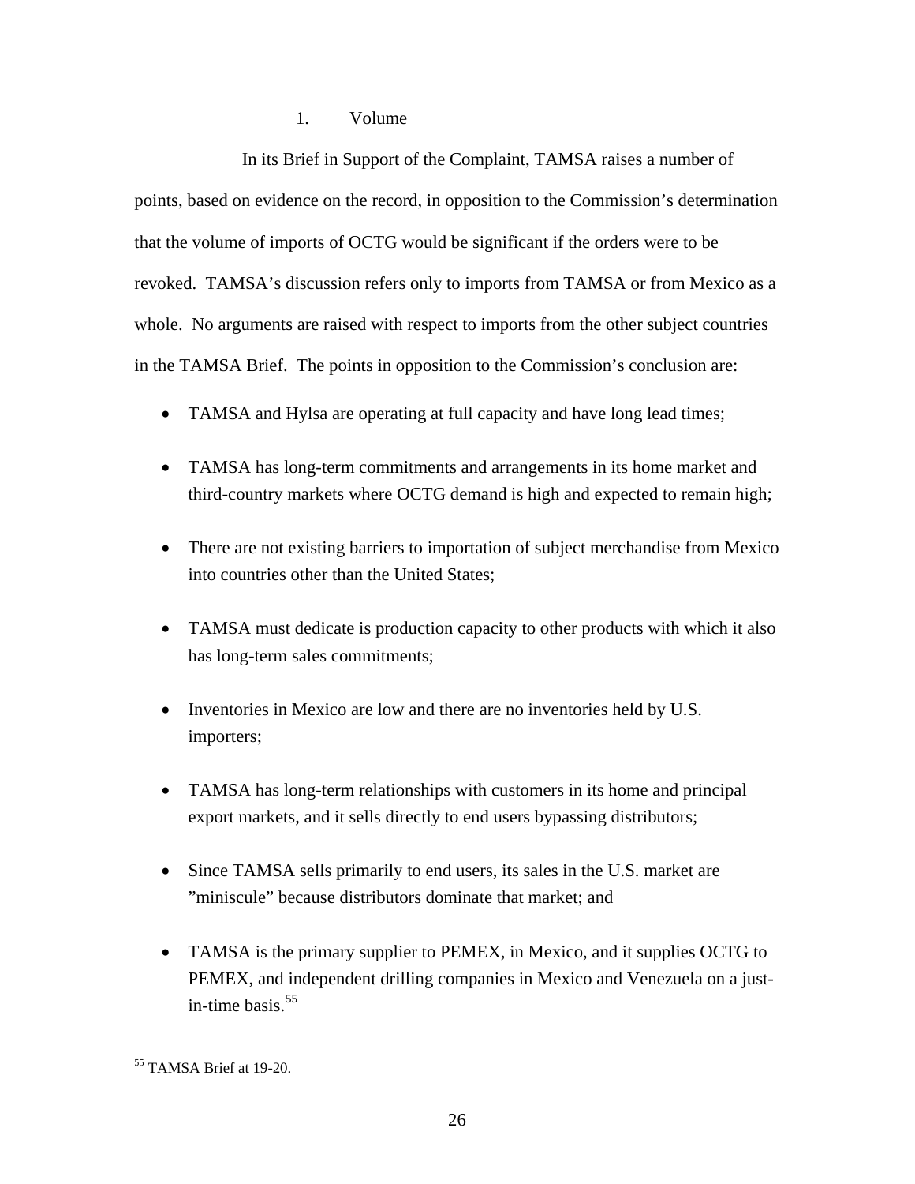1. Volume

In its Brief in Support of the Complaint, TAMSA raises a number of points, based on evidence on the record, in opposition to the Commission's determination that the volume of imports of OCTG would be significant if the orders were to be revoked. TAMSA's discussion refers only to imports from TAMSA or from Mexico as a whole. No arguments are raised with respect to imports from the other subject countries in the TAMSA Brief. The points in opposition to the Commission's conclusion are:

- TAMSA and Hylsa are operating at full capacity and have long lead times;
- TAMSA has long-term commitments and arrangements in its home market and third-country markets where OCTG demand is high and expected to remain high;
- There are not existing barriers to importation of subject merchandise from Mexico into countries other than the United States;
- TAMSA must dedicate is production capacity to other products with which it also has long-term sales commitments;
- Inventories in Mexico are low and there are no inventories held by U.S. importers;
- TAMSA has long-term relationships with customers in its home and principal export markets, and it sells directly to end users bypassing distributors;
- Since TAMSA sells primarily to end users, its sales in the U.S. market are "miniscule" because distributors dominate that market; and
- TAMSA is the primary supplier to PEMEX, in Mexico, and it supplies OCTG to PEMEX, and independent drilling companies in Mexico and Venezuela on a just-in-time basis.[55]

[55] TAMSA Brief at 19-20.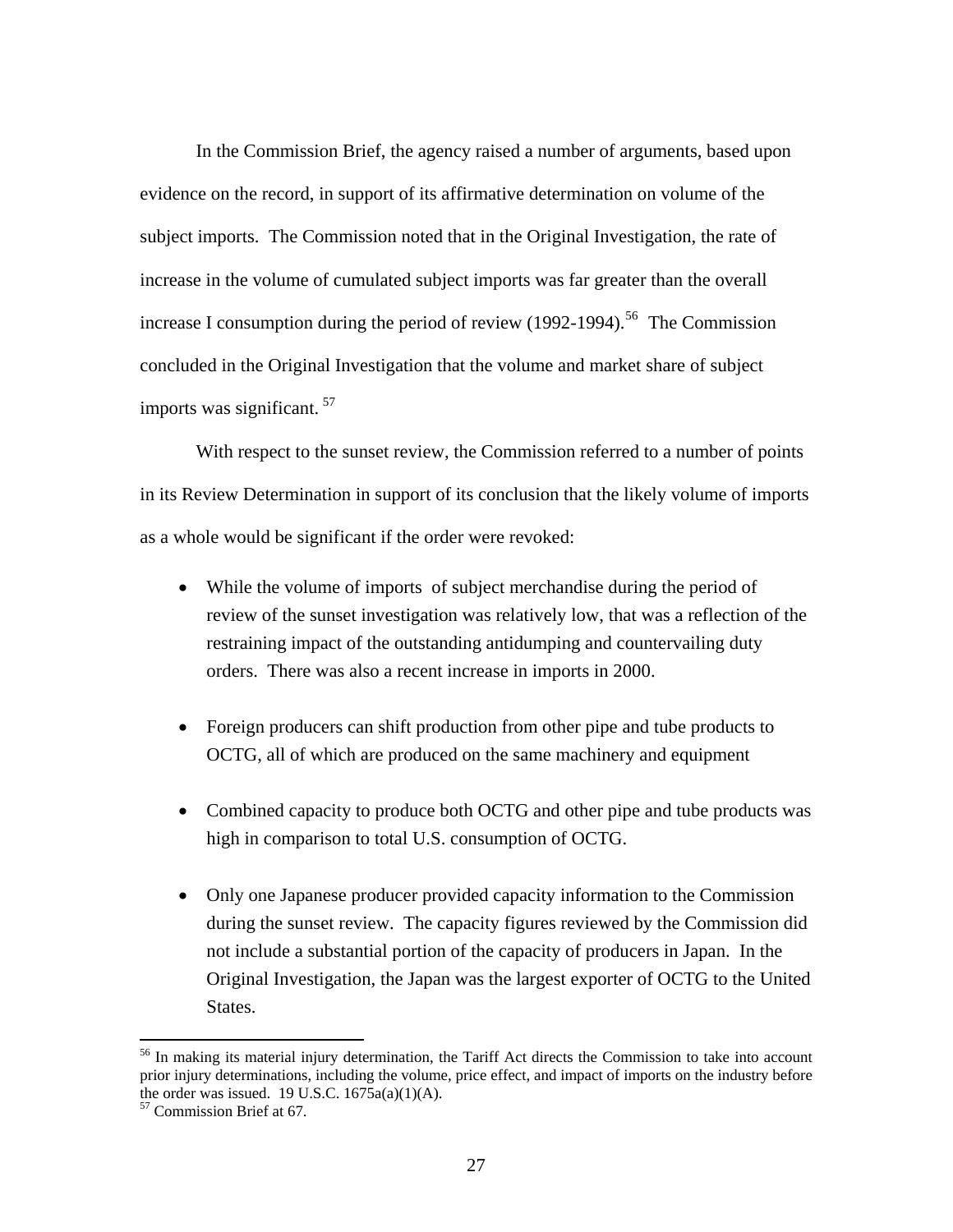In the Commission Brief, the agency raised a number of arguments, based upon evidence on the record, in support of its affirmative determination on volume of the subject imports. The Commission noted that in the Original Investigation, the rate of increase in the volume of cumulated subject imports was far greater than the overall increase I consumption during the period of review (1992-1994).[56] The Commission concluded in the Original Investigation that the volume and market share of subject imports was significant. [57]

With respect to the sunset review, the Commission referred to a number of points in its Review Determination in support of its conclusion that the likely volume of imports as a whole would be significant if the order were revoked:

- While the volume of imports of subject merchandise during the period of review of the sunset investigation was relatively low, that was a reflection of the restraining impact of the outstanding antidumping and countervailing duty orders. There was also a recent increase in imports in 2000.

- Foreign producers can shift production from other pipe and tube products to OCTG, all of which are produced on the same machinery and equipment

- Combined capacity to produce both OCTG and other pipe and tube products was high in comparison to total U.S. consumption of OCTG.

- Only one Japanese producer provided capacity information to the Commission during the sunset review. The capacity figures reviewed by the Commission did not include a substantial portion of the capacity of producers in Japan. In the Original Investigation, the Japan was the largest exporter of OCTG to the United States.

---

[56] In making its material injury determination, the Tariff Act directs the Commission to take into account prior injury determinations, including the volume, price effect, and impact of imports on the industry before the order was issued. 19 U.S.C. 1675a(a)(1)(A).

[57] Commission Brief at 67.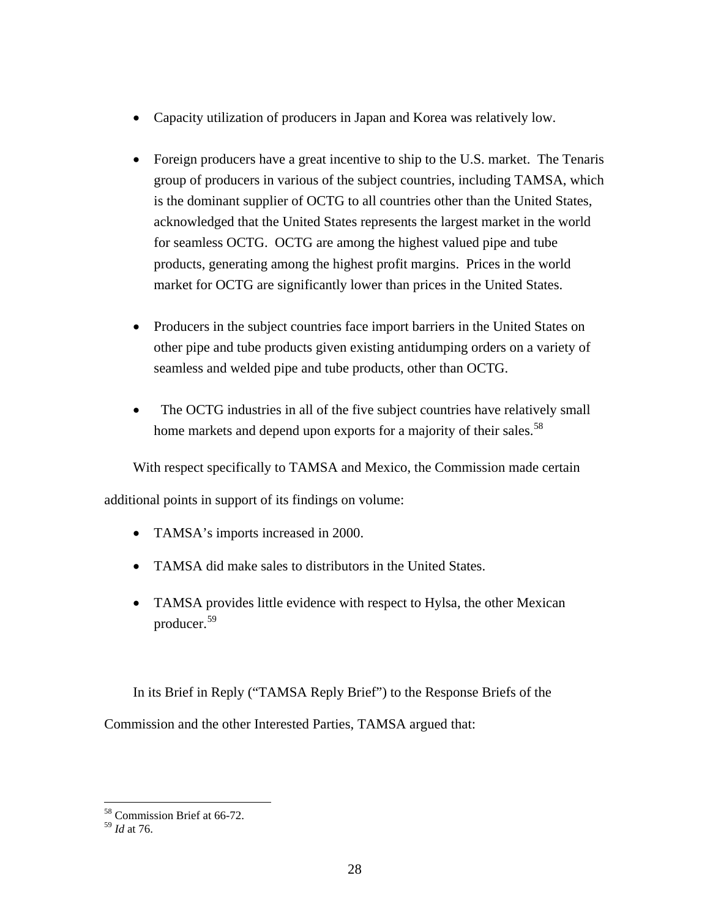- Capacity utilization of producers in Japan and Korea was relatively low.

- Foreign producers have a great incentive to ship to the U.S. market. The Tenaris group of producers in various of the subject countries, including TAMSA, which is the dominant supplier of OCTG to all countries other than the United States, acknowledged that the United States represents the largest market in the world for seamless OCTG. OCTG are among the highest valued pipe and tube products, generating among the highest profit margins. Prices in the world market for OCTG are significantly lower than prices in the United States.

- Producers in the subject countries face import barriers in the United States on other pipe and tube products given existing antidumping orders on a variety of seamless and welded pipe and tube products, other than OCTG.

- The OCTG industries in all of the five subject countries have relatively small home markets and depend upon exports for a majority of their sales.[58]

With respect specifically to TAMSA and Mexico, the Commission made certain additional points in support of its findings on volume:

- TAMSA's imports increased in 2000.

- TAMSA did make sales to distributors in the United States.

- TAMSA provides little evidence with respect to Hylsa, the other Mexican producer.[59]

In its Brief in Reply ("TAMSA Reply Brief") to the Response Briefs of the Commission and the other Interested Parties, TAMSA argued that:

---

[58] Commission Brief at 66-72.

[59] *Id* at 76.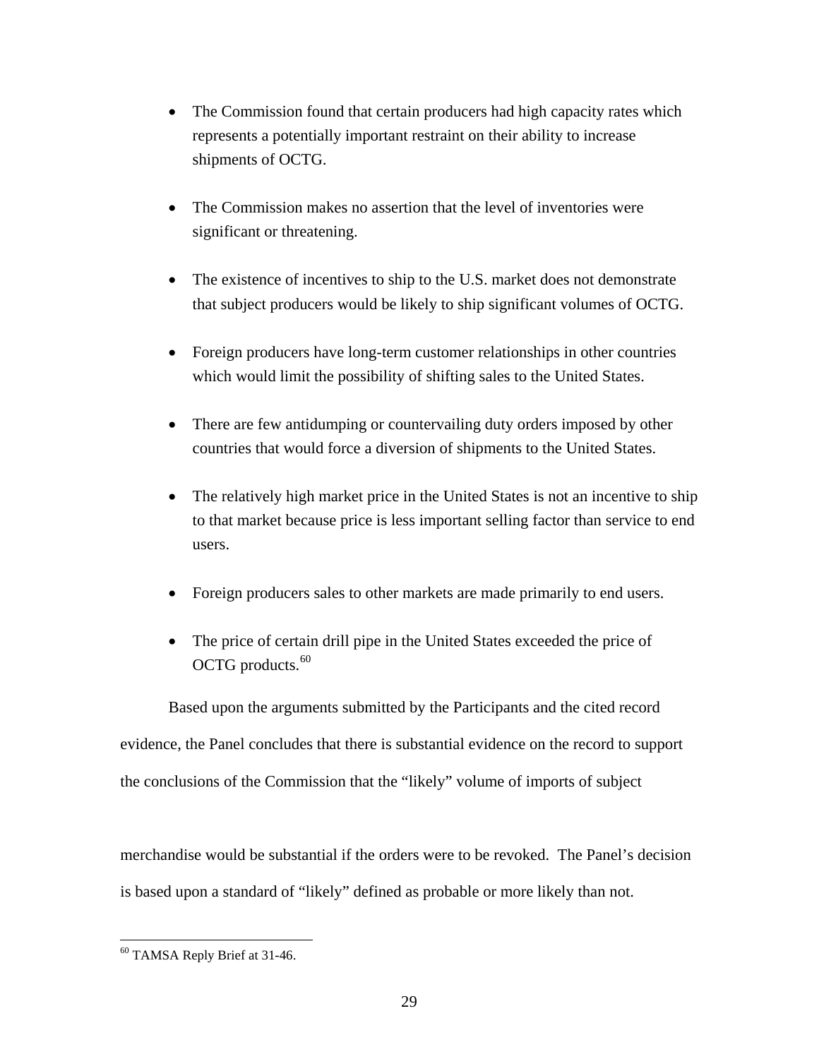- The Commission found that certain producers had high capacity rates which represents a potentially important restraint on their ability to increase shipments of OCTG.

- The Commission makes no assertion that the level of inventories were significant or threatening.

- The existence of incentives to ship to the U.S. market does not demonstrate that subject producers would be likely to ship significant volumes of OCTG.

- Foreign producers have long-term customer relationships in other countries which would limit the possibility of shifting sales to the United States.

- There are few antidumping or countervailing duty orders imposed by other countries that would force a diversion of shipments to the United States.

- The relatively high market price in the United States is not an incentive to ship to that market because price is less important selling factor than service to end users.

- Foreign producers sales to other markets are made primarily to end users.

- The price of certain drill pipe in the United States exceeded the price of OCTG products.[60]

Based upon the arguments submitted by the Participants and the cited record evidence, the Panel concludes that there is substantial evidence on the record to support the conclusions of the Commission that the "likely" volume of imports of subject merchandise would be substantial if the orders were to be revoked. The Panel's decision is based upon a standard of "likely" defined as probable or more likely than not.

---

[60] TAMSA Reply Brief at 31-46.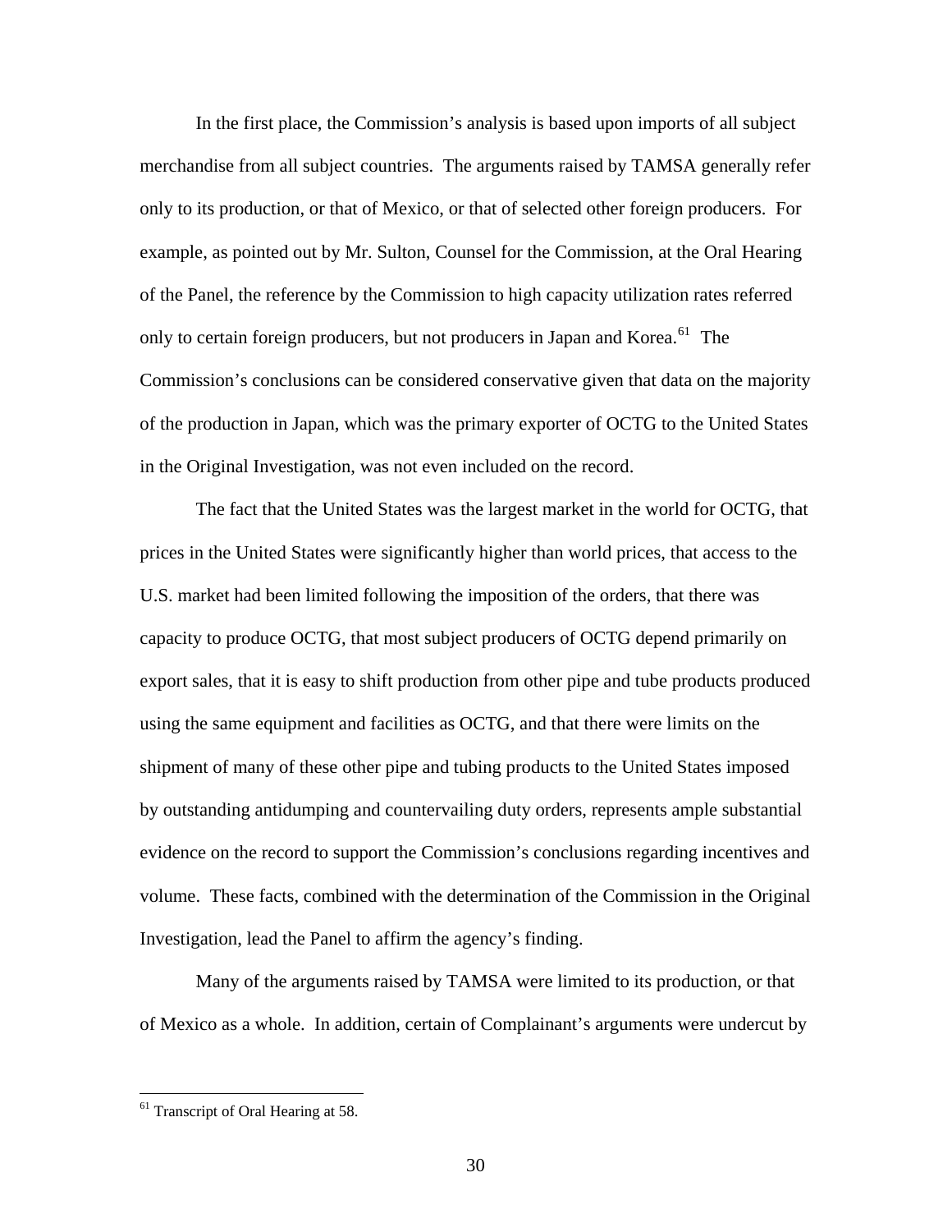In the first place, the Commission's analysis is based upon imports of all subject merchandise from all subject countries. The arguments raised by TAMSA generally refer only to its production, or that of Mexico, or that of selected other foreign producers. For example, as pointed out by Mr. Sulton, Counsel for the Commission, at the Oral Hearing of the Panel, the reference by the Commission to high capacity utilization rates referred only to certain foreign producers, but not producers in Japan and Korea.[61] The Commission's conclusions can be considered conservative given that data on the majority of the production in Japan, which was the primary exporter of OCTG to the United States in the Original Investigation, was not even included on the record.

The fact that the United States was the largest market in the world for OCTG, that prices in the United States were significantly higher than world prices, that access to the U.S. market had been limited following the imposition of the orders, that there was capacity to produce OCTG, that most subject producers of OCTG depend primarily on export sales, that it is easy to shift production from other pipe and tube products produced using the same equipment and facilities as OCTG, and that there were limits on the shipment of many of these other pipe and tubing products to the United States imposed by outstanding antidumping and countervailing duty orders, represents ample substantial evidence on the record to support the Commission's conclusions regarding incentives and volume. These facts, combined with the determination of the Commission in the Original Investigation, lead the Panel to affirm the agency's finding.

Many of the arguments raised by TAMSA were limited to its production, or that of Mexico as a whole. In addition, certain of Complainant's arguments were undercut by

---

[61] Transcript of Oral Hearing at 58.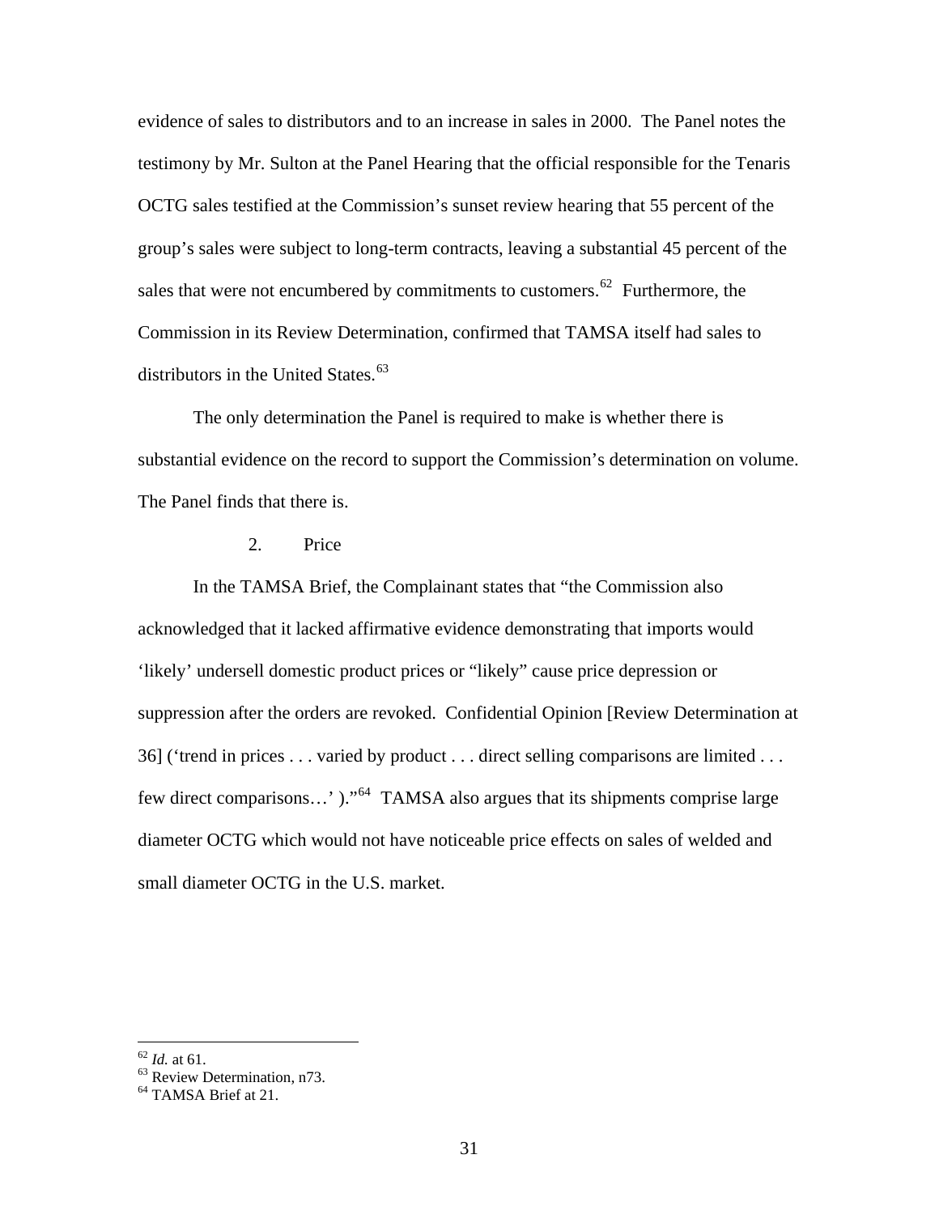evidence of sales to distributors and to an increase in sales in 2000. The Panel notes the testimony by Mr. Sulton at the Panel Hearing that the official responsible for the Tenaris OCTG sales testified at the Commission's sunset review hearing that 55 percent of the group's sales were subject to long-term contracts, leaving a substantial 45 percent of the sales that were not encumbered by commitments to customers.[62] Furthermore, the Commission in its Review Determination, confirmed that TAMSA itself had sales to distributors in the United States.[63]

The only determination the Panel is required to make is whether there is substantial evidence on the record to support the Commission's determination on volume. The Panel finds that there is.

2. Price

In the TAMSA Brief, the Complainant states that "the Commission also acknowledged that it lacked affirmative evidence demonstrating that imports would 'likely' undersell domestic product prices or "likely" cause price depression or suppression after the orders are revoked. Confidential Opinion [Review Determination at 36] ('trend in prices . . . varied by product . . . direct selling comparisons are limited . . . few direct comparisons…' )."[64] TAMSA also argues that its shipments comprise large diameter OCTG which would not have noticeable price effects on sales of welded and small diameter OCTG in the U.S. market.

---

[62] *Id.* at 61.

[63] Review Determination, n73.

[64] TAMSA Brief at 21.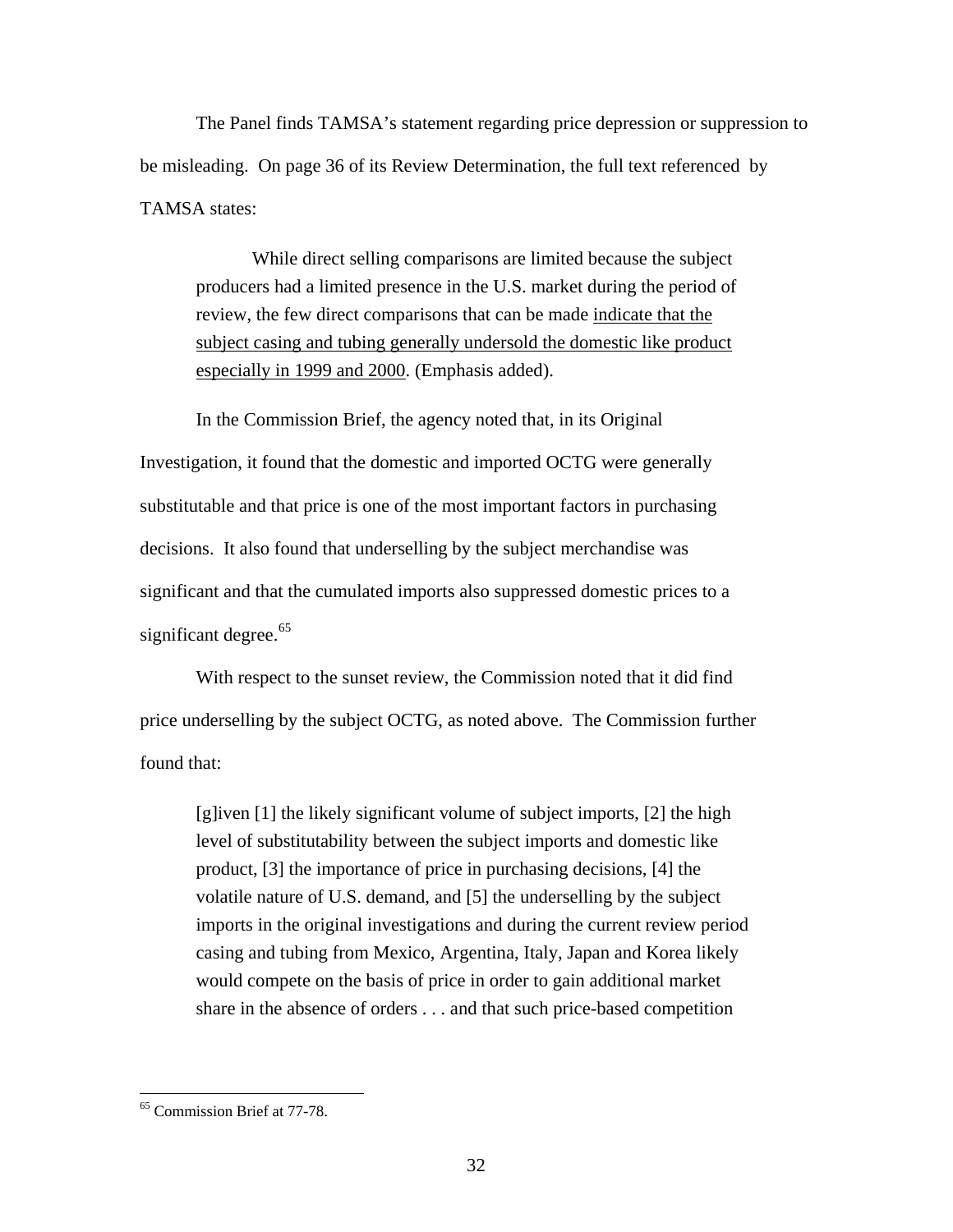The Panel finds TAMSA's statement regarding price depression or suppression to be misleading. On page 36 of its Review Determination, the full text referenced by TAMSA states:

> While direct selling comparisons are limited because the subject producers had a limited presence in the U.S. market during the period of review, the few direct comparisons that can be made <u>indicate that the subject casing and tubing generally undersold the domestic like product especially in 1999 and 2000</u>. (Emphasis added).

In the Commission Brief, the agency noted that, in its Original Investigation, it found that the domestic and imported OCTG were generally substitutable and that price is one of the most important factors in purchasing decisions. It also found that underselling by the subject merchandise was significant and that the cumulated imports also suppressed domestic prices to a significant degree.[65]

With respect to the sunset review, the Commission noted that it did find price underselling by the subject OCTG, as noted above. The Commission further found that:

> [g]iven [1] the likely significant volume of subject imports, [2] the high level of substitutability between the subject imports and domestic like product, [3] the importance of price in purchasing decisions, [4] the volatile nature of U.S. demand, and [5] the underselling by the subject imports in the original investigations and during the current review period casing and tubing from Mexico, Argentina, Italy, Japan and Korea likely would compete on the basis of price in order to gain additional market share in the absence of orders . . . and that such price-based competition

[65] Commission Brief at 77-78.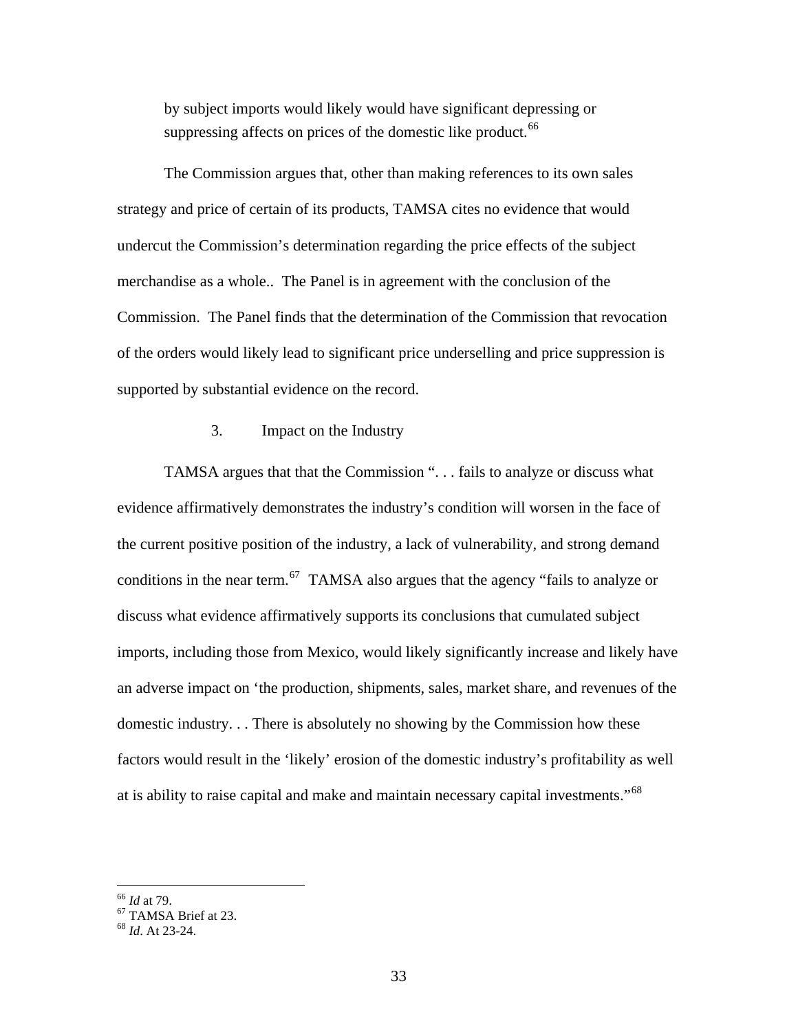by subject imports would likely would have significant depressing or suppressing affects on prices of the domestic like product.[66]

The Commission argues that, other than making references to its own sales strategy and price of certain of its products, TAMSA cites no evidence that would undercut the Commission's determination regarding the price effects of the subject merchandise as a whole.. The Panel is in agreement with the conclusion of the Commission. The Panel finds that the determination of the Commission that revocation of the orders would likely lead to significant price underselling and price suppression is supported by substantial evidence on the record.

3. Impact on the Industry

TAMSA argues that that the Commission ". . . fails to analyze or discuss what evidence affirmatively demonstrates the industry's condition will worsen in the face of the current positive position of the industry, a lack of vulnerability, and strong demand conditions in the near term.[67] TAMSA also argues that the agency "fails to analyze or discuss what evidence affirmatively supports its conclusions that cumulated subject imports, including those from Mexico, would likely significantly increase and likely have an adverse impact on 'the production, shipments, sales, market share, and revenues of the domestic industry. . . There is absolutely no showing by the Commission how these factors would result in the 'likely' erosion of the domestic industry's profitability as well at is ability to raise capital and make and maintain necessary capital investments."[68]

---

[66] *Id* at 79.
[67] TAMSA Brief at 23.
[68] *Id*. At 23-24.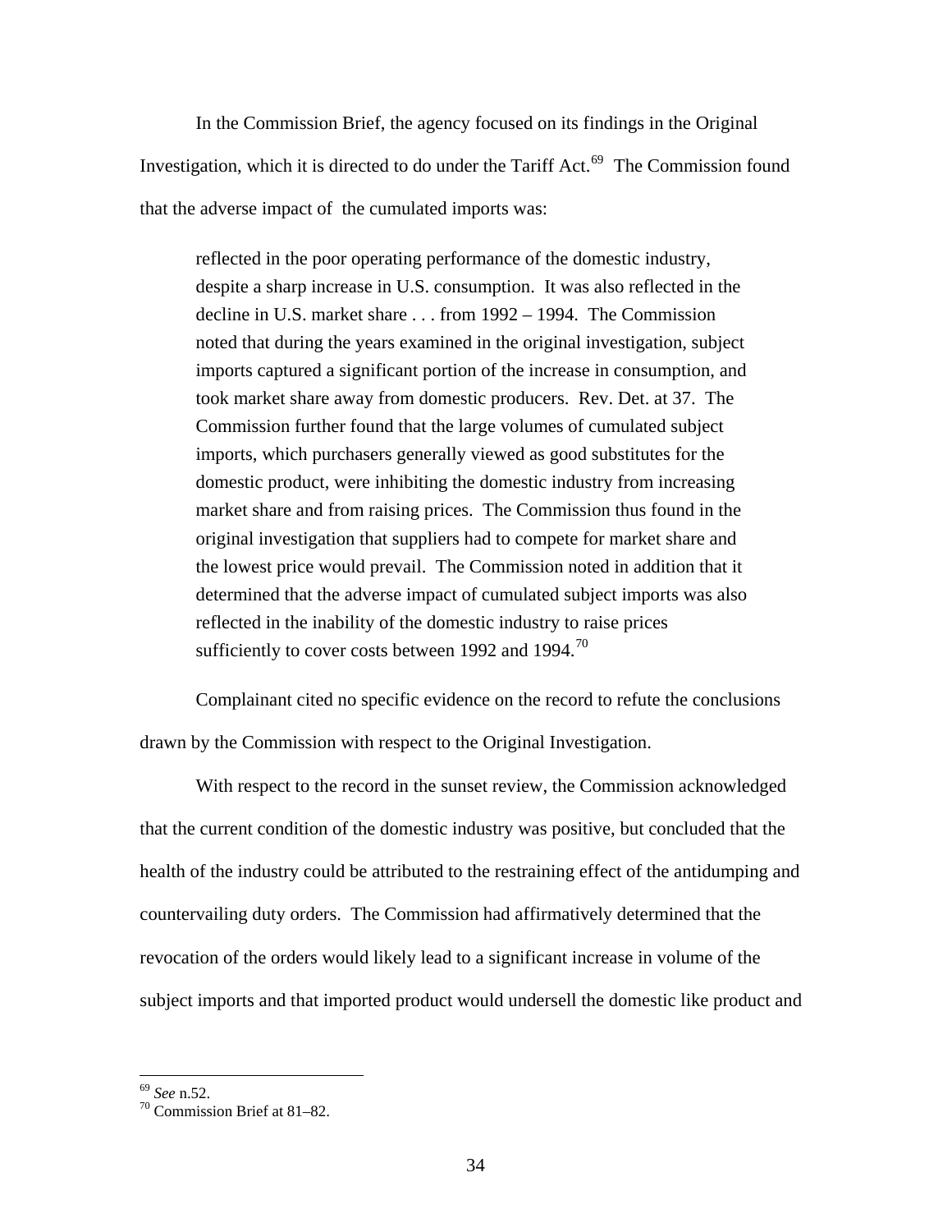In the Commission Brief, the agency focused on its findings in the Original Investigation, which it is directed to do under the Tariff Act.[69] The Commission found that the adverse impact of the cumulated imports was:

> reflected in the poor operating performance of the domestic industry, despite a sharp increase in U.S. consumption. It was also reflected in the decline in U.S. market share . . . from 1992 – 1994. The Commission noted that during the years examined in the original investigation, subject imports captured a significant portion of the increase in consumption, and took market share away from domestic producers. Rev. Det. at 37. The Commission further found that the large volumes of cumulated subject imports, which purchasers generally viewed as good substitutes for the domestic product, were inhibiting the domestic industry from increasing market share and from raising prices. The Commission thus found in the original investigation that suppliers had to compete for market share and the lowest price would prevail. The Commission noted in addition that it determined that the adverse impact of cumulated subject imports was also reflected in the inability of the domestic industry to raise prices sufficiently to cover costs between 1992 and 1994.[70]

Complainant cited no specific evidence on the record to refute the conclusions drawn by the Commission with respect to the Original Investigation.

With respect to the record in the sunset review, the Commission acknowledged that the current condition of the domestic industry was positive, but concluded that the health of the industry could be attributed to the restraining effect of the antidumping and countervailing duty orders. The Commission had affirmatively determined that the revocation of the orders would likely lead to a significant increase in volume of the subject imports and that imported product would undersell the domestic like product and

---

[69] *See* n.52.

[70] Commission Brief at 81–82.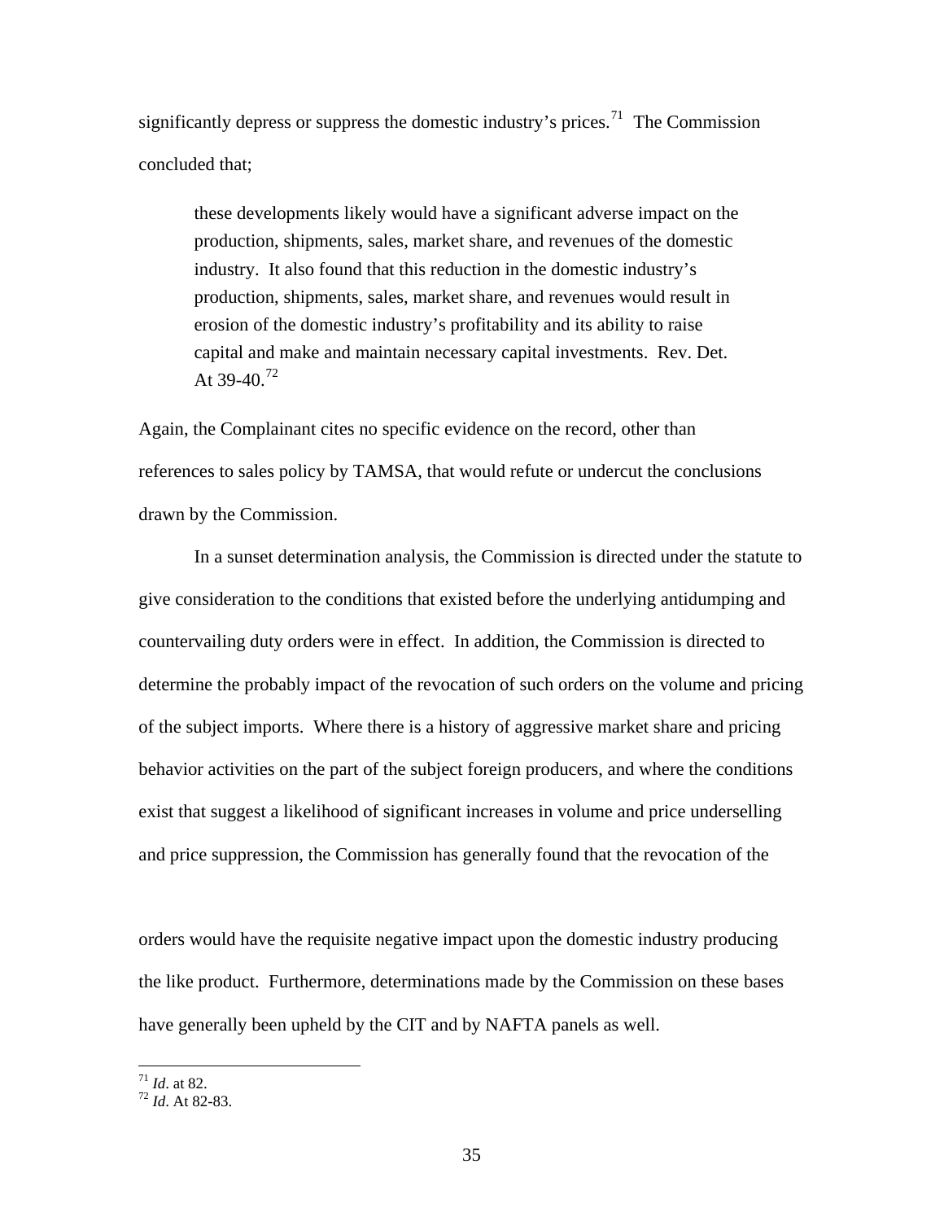significantly depress or suppress the domestic industry's prices.[71] The Commission concluded that;

> these developments likely would have a significant adverse impact on the production, shipments, sales, market share, and revenues of the domestic industry. It also found that this reduction in the domestic industry's production, shipments, sales, market share, and revenues would result in erosion of the domestic industry's profitability and its ability to raise capital and make and maintain necessary capital investments. Rev. Det. At 39-40.[72]

Again, the Complainant cites no specific evidence on the record, other than references to sales policy by TAMSA, that would refute or undercut the conclusions drawn by the Commission.

In a sunset determination analysis, the Commission is directed under the statute to give consideration to the conditions that existed before the underlying antidumping and countervailing duty orders were in effect. In addition, the Commission is directed to determine the probably impact of the revocation of such orders on the volume and pricing of the subject imports. Where there is a history of aggressive market share and pricing behavior activities on the part of the subject foreign producers, and where the conditions exist that suggest a likelihood of significant increases in volume and price underselling and price suppression, the Commission has generally found that the revocation of the orders would have the requisite negative impact upon the domestic industry producing the like product. Furthermore, determinations made by the Commission on these bases have generally been upheld by the CIT and by NAFTA panels as well.

---

[71] *Id*. at 82.
[72] *Id*. At 82-83.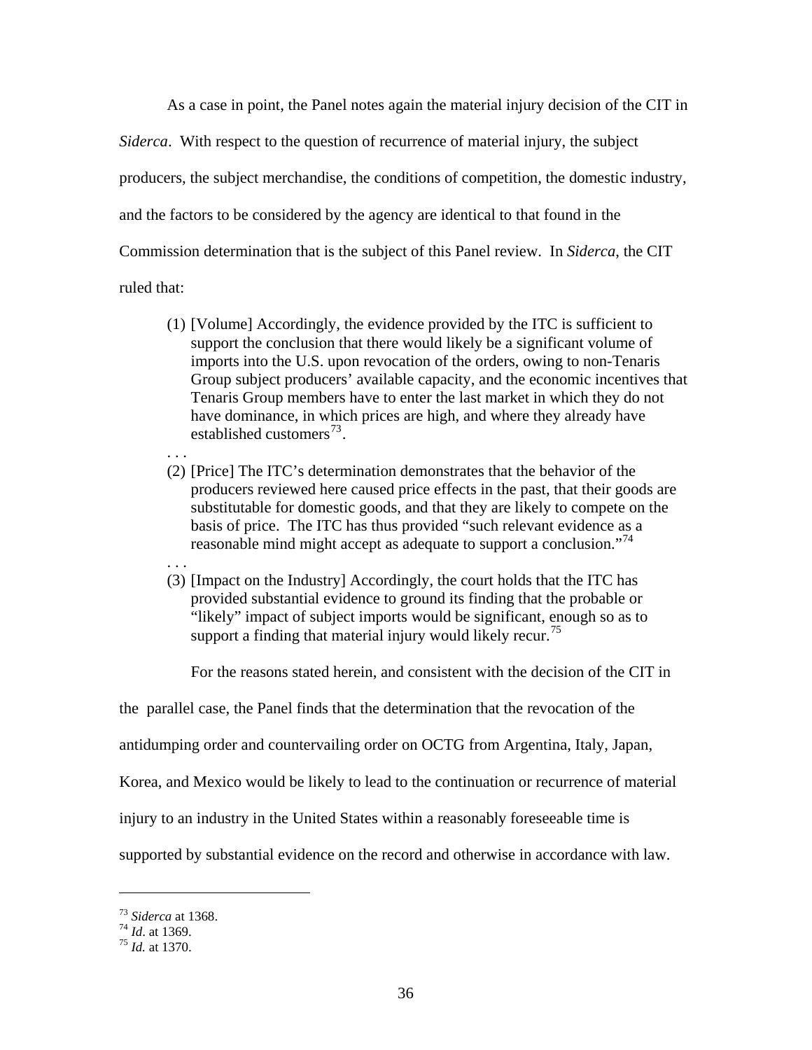As a case in point, the Panel notes again the material injury decision of the CIT in *Siderca*. With respect to the question of recurrence of material injury, the subject producers, the subject merchandise, the conditions of competition, the domestic industry, and the factors to be considered by the agency are identical to that found in the Commission determination that is the subject of this Panel review. In *Siderca*, the CIT ruled that:

> (1) [Volume] Accordingly, the evidence provided by the ITC is sufficient to support the conclusion that there would likely be a significant volume of imports into the U.S. upon revocation of the orders, owing to non-Tenaris Group subject producers' available capacity, and the economic incentives that Tenaris Group members have to enter the last market in which they do not have dominance, in which prices are high, and where they already have established customers[73].
>
> . . .
>
> (2) [Price] The ITC's determination demonstrates that the behavior of the producers reviewed here caused price effects in the past, that their goods are substitutable for domestic goods, and that they are likely to compete on the basis of price. The ITC has thus provided "such relevant evidence as a reasonable mind might accept as adequate to support a conclusion."[74]
>
> . . .
>
> (3) [Impact on the Industry] Accordingly, the court holds that the ITC has provided substantial evidence to ground its finding that the probable or "likely" impact of subject imports would be significant, enough so as to support a finding that material injury would likely recur.[75]

For the reasons stated herein, and consistent with the decision of the CIT in the parallel case, the Panel finds that the determination that the revocation of the antidumping order and countervailing order on OCTG from Argentina, Italy, Japan, Korea, and Mexico would be likely to lead to the continuation or recurrence of material injury to an industry in the United States within a reasonably foreseeable time is supported by substantial evidence on the record and otherwise in accordance with law.

---

[73] *Siderca* at 1368.
[74] *Id*. at 1369.
[75] *Id.* at 1370.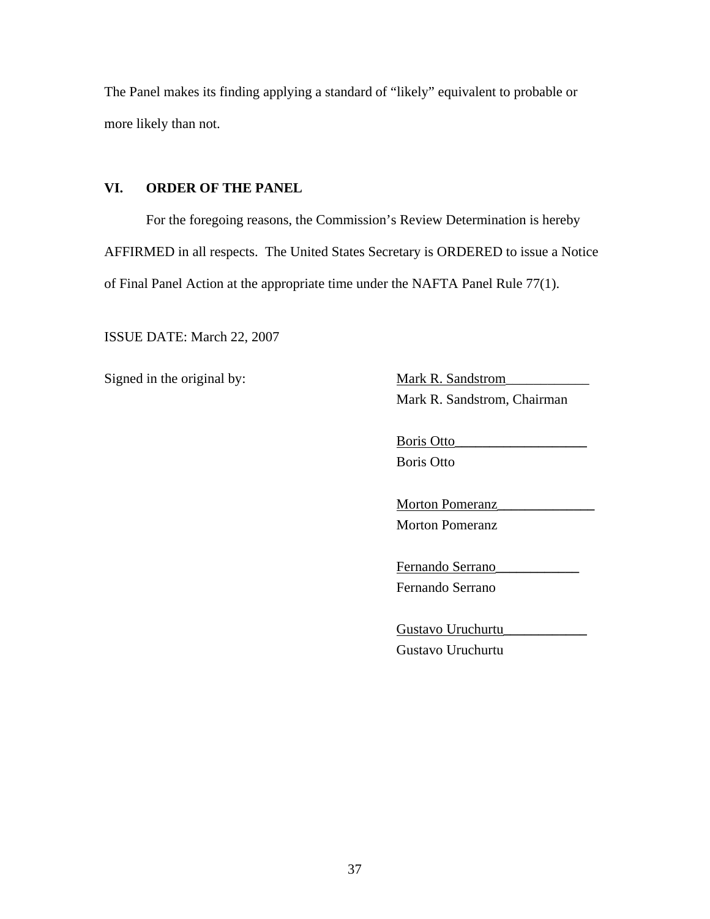The Panel makes its finding applying a standard of "likely" equivalent to probable or more likely than not.

## VI. ORDER OF THE PANEL

For the foregoing reasons, the Commission's Review Determination is hereby AFFIRMED in all respects. The United States Secretary is ORDERED to issue a Notice of Final Panel Action at the appropriate time under the NAFTA Panel Rule 77(1).

ISSUE DATE: March 22, 2007

Signed in the original by:

Mark R. Sandstrom____________
Mark R. Sandstrom, Chairman

Boris Otto___________________
Boris Otto

Morton Pomeranz______________
Morton Pomeranz

Fernando Serrano____________
Fernando Serrano

Gustavo Uruchurtu____________
Gustavo Uruchurtu